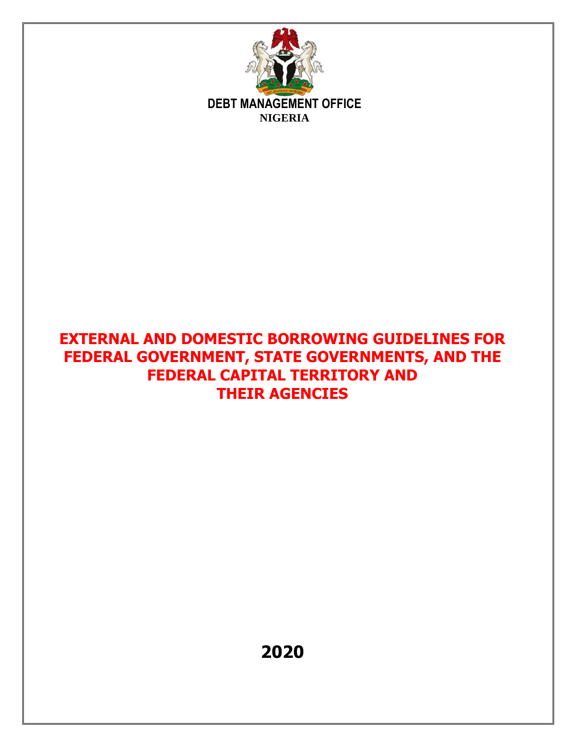**DEBT MANAGEMENT OFFICE**

**NIGERIA**

# EXTERNAL AND DOMESTIC BORROWING GUIDELINES FOR FEDERAL GOVERNMENT, STATE GOVERNMENTS, AND THE FEDERAL CAPITAL TERRITORY AND THEIR AGENCIES

**2020**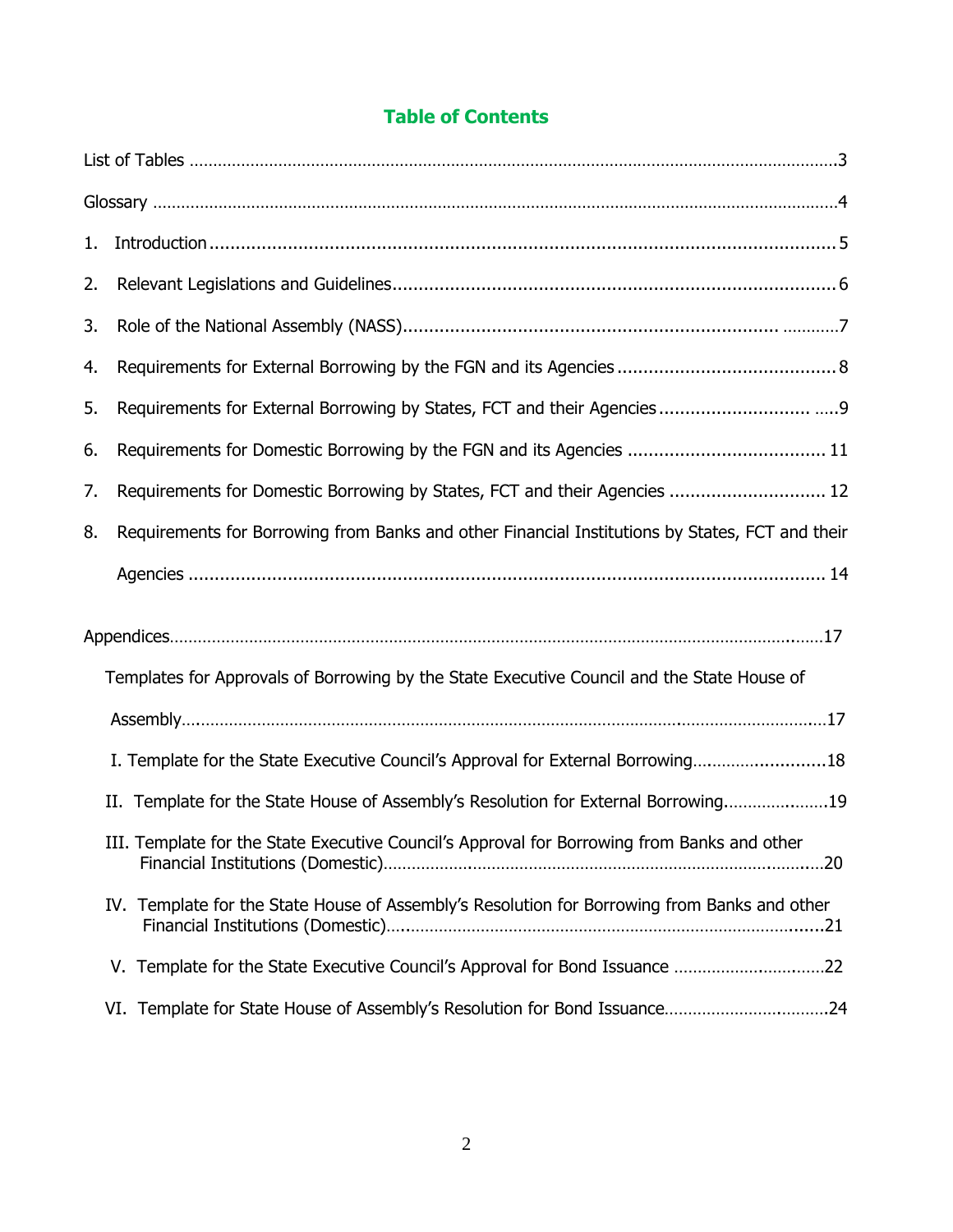## Table of Contents

List of Tables ....................................................................................................................................3

Glossary ..............................................................................................................................................4

1. Introduction ....................................................................................................................................5

2. Relevant Legislations and Guidelines .........................................................................................6

3. Role of the National Assembly (NASS) .........................................................................................7

4. Requirements for External Borrowing by the FGN and its Agencies ............................................8

5. Requirements for External Borrowing by States, FCT and their Agencies ....................................9

6. Requirements for Domestic Borrowing by the FGN and its Agencies ........................................11

7. Requirements for Domestic Borrowing by States, FCT and their Agencies .................................12

8. Requirements for Borrowing from Banks and other Financial Institutions by States, FCT and their Agencies ....................................................................................................................................14

Appendices.......................................................................................................................................17

Templates for Approvals of Borrowing by the State Executive Council and the State House of Assembly.........................................................................................................................................17

I. Template for the State Executive Council's Approval for External Borrowing.............................18

II. Template for the State House of Assembly's Resolution for External Borrowing.......................19

III. Template for the State Executive Council's Approval for Borrowing from Banks and other Financial Institutions (Domestic)....................................................................................................20

IV. Template for the State House of Assembly's Resolution for Borrowing from Banks and other Financial Institutions (Domestic)....................................................................................................21

V. Template for the State Executive Council's Approval for Bond Issuance ..................................22

VI. Template for State House of Assembly's Resolution for Bond Issuance...................................24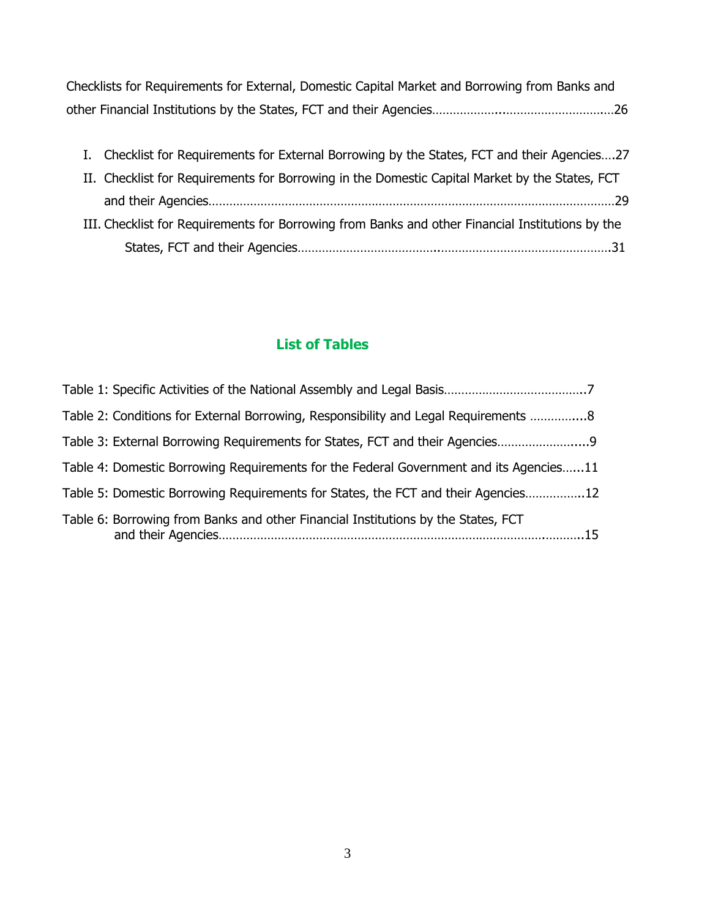Checklists for Requirements for External, Domestic Capital Market and Borrowing from Banks and other Financial Institutions by the States, FCT and their Agencies……………….................................26

I. Checklist for Requirements for External Borrowing by the States, FCT and their Agencies….27
II. Checklist for Requirements for Borrowing in the Domestic Capital Market by the States, FCT and their Agencies…………………………………………………………………………………………………29
III. Checklist for Requirements for Borrowing from Banks and other Financial Institutions by the States, FCT and their Agencies……………………………….................................................31

## List of Tables

Table 1: Specific Activities of the National Assembly and Legal Basis…………………………………..7

Table 2: Conditions for External Borrowing, Responsibility and Legal Requirements …………....8

Table 3: External Borrowing Requirements for States, FCT and their Agencies…………………......9

Table 4: Domestic Borrowing Requirements for the Federal Government and its Agencies…...11

Table 5: Domestic Borrowing Requirements for States, the FCT and their Agencies……………..12

Table 6: Borrowing from Banks and other Financial Institutions by the States, FCT and their Agencies…………………………………………………………………………………………..15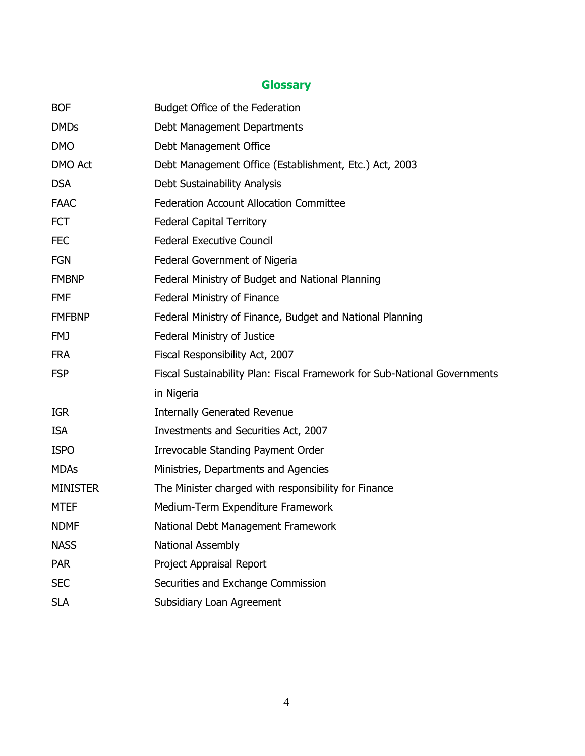## Glossary

| | |
|---|---|
| BOF | Budget Office of the Federation |
| DMDs | Debt Management Departments |
| DMO | Debt Management Office |
| DMO Act | Debt Management Office (Establishment, Etc.) Act, 2003 |
| DSA | Debt Sustainability Analysis |
| FAAC | Federation Account Allocation Committee |
| FCT | Federal Capital Territory |
| FEC | Federal Executive Council |
| FGN | Federal Government of Nigeria |
| FMBNP | Federal Ministry of Budget and National Planning |
| FMF | Federal Ministry of Finance |
| FMFBNP | Federal Ministry of Finance, Budget and National Planning |
| FMJ | Federal Ministry of Justice |
| FRA | Fiscal Responsibility Act, 2007 |
| FSP | Fiscal Sustainability Plan: Fiscal Framework for Sub-National Governments in Nigeria |
| IGR | Internally Generated Revenue |
| ISA | Investments and Securities Act, 2007 |
| ISPO | Irrevocable Standing Payment Order |
| MDAs | Ministries, Departments and Agencies |
| MINISTER | The Minister charged with responsibility for Finance |
| MTEF | Medium-Term Expenditure Framework |
| NDMF | National Debt Management Framework |
| NASS | National Assembly |
| PAR | Project Appraisal Report |
| SEC | Securities and Exchange Commission |
| SLA | Subsidiary Loan Agreement |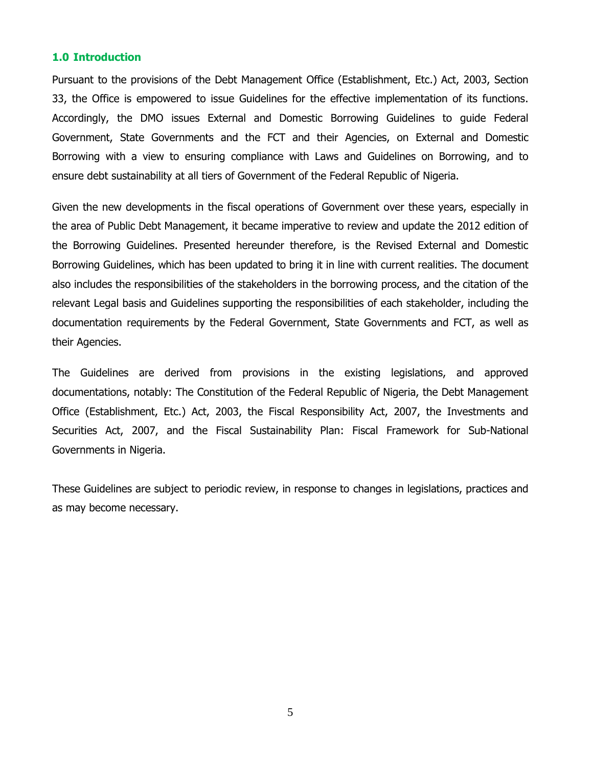## 1.0 Introduction

Pursuant to the provisions of the Debt Management Office (Establishment, Etc.) Act, 2003, Section 33, the Office is empowered to issue Guidelines for the effective implementation of its functions. Accordingly, the DMO issues External and Domestic Borrowing Guidelines to guide Federal Government, State Governments and the FCT and their Agencies, on External and Domestic Borrowing with a view to ensuring compliance with Laws and Guidelines on Borrowing, and to ensure debt sustainability at all tiers of Government of the Federal Republic of Nigeria.

Given the new developments in the fiscal operations of Government over these years, especially in the area of Public Debt Management, it became imperative to review and update the 2012 edition of the Borrowing Guidelines. Presented hereunder therefore, is the Revised External and Domestic Borrowing Guidelines, which has been updated to bring it in line with current realities. The document also includes the responsibilities of the stakeholders in the borrowing process, and the citation of the relevant Legal basis and Guidelines supporting the responsibilities of each stakeholder, including the documentation requirements by the Federal Government, State Governments and FCT, as well as their Agencies.

The Guidelines are derived from provisions in the existing legislations, and approved documentations, notably: The Constitution of the Federal Republic of Nigeria, the Debt Management Office (Establishment, Etc.) Act, 2003, the Fiscal Responsibility Act, 2007, the Investments and Securities Act, 2007, and the Fiscal Sustainability Plan: Fiscal Framework for Sub-National Governments in Nigeria.

These Guidelines are subject to periodic review, in response to changes in legislations, practices and as may become necessary.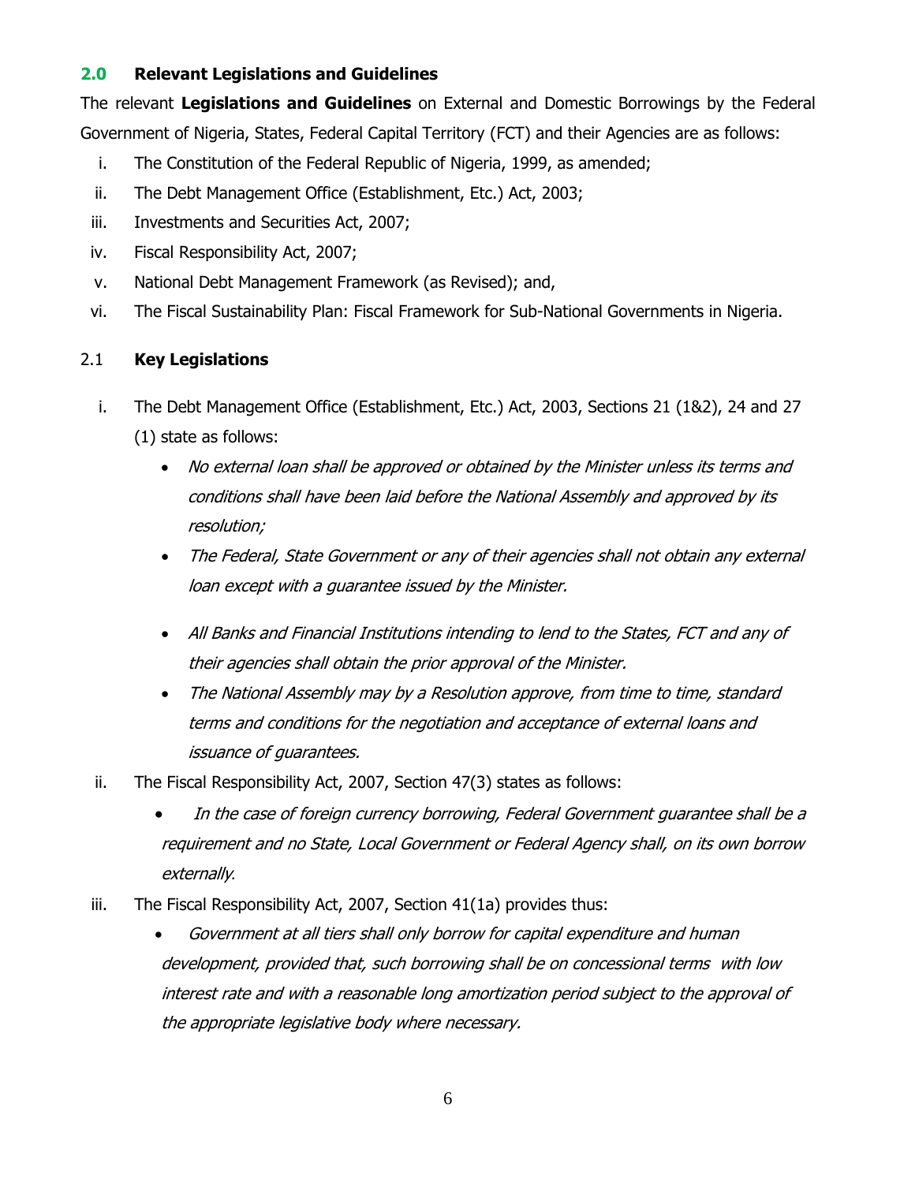## 2.0 Relevant Legislations and Guidelines

The relevant **Legislations and Guidelines** on External and Domestic Borrowings by the Federal Government of Nigeria, States, Federal Capital Territory (FCT) and their Agencies are as follows:

i. The Constitution of the Federal Republic of Nigeria, 1999, as amended;
ii. The Debt Management Office (Establishment, Etc.) Act, 2003;
iii. Investments and Securities Act, 2007;
iv. Fiscal Responsibility Act, 2007;
v. National Debt Management Framework (as Revised); and,
vi. The Fiscal Sustainability Plan: Fiscal Framework for Sub-National Governments in Nigeria.

### 2.1 Key Legislations

i. The Debt Management Office (Establishment, Etc.) Act, 2003, Sections 21 (1&2), 24 and 27 (1) state as follows:

   - *No external loan shall be approved or obtained by the Minister unless its terms and conditions shall have been laid before the National Assembly and approved by its resolution;*
   - *The Federal, State Government or any of their agencies shall not obtain any external loan except with a guarantee issued by the Minister.*
   - *All Banks and Financial Institutions intending to lend to the States, FCT and any of their agencies shall obtain the prior approval of the Minister.*
   - *The National Assembly may by a Resolution approve, from time to time, standard terms and conditions for the negotiation and acceptance of external loans and issuance of guarantees.*

ii. The Fiscal Responsibility Act, 2007, Section 47(3) states as follows:

   - *In the case of foreign currency borrowing, Federal Government guarantee shall be a requirement and no State, Local Government or Federal Agency shall, on its own borrow externally.*

iii. The Fiscal Responsibility Act, 2007, Section 41(1a) provides thus:

   - *Government at all tiers shall only borrow for capital expenditure and human development, provided that, such borrowing shall be on concessional terms with low interest rate and with a reasonable long amortization period subject to the approval of the appropriate legislative body where necessary.*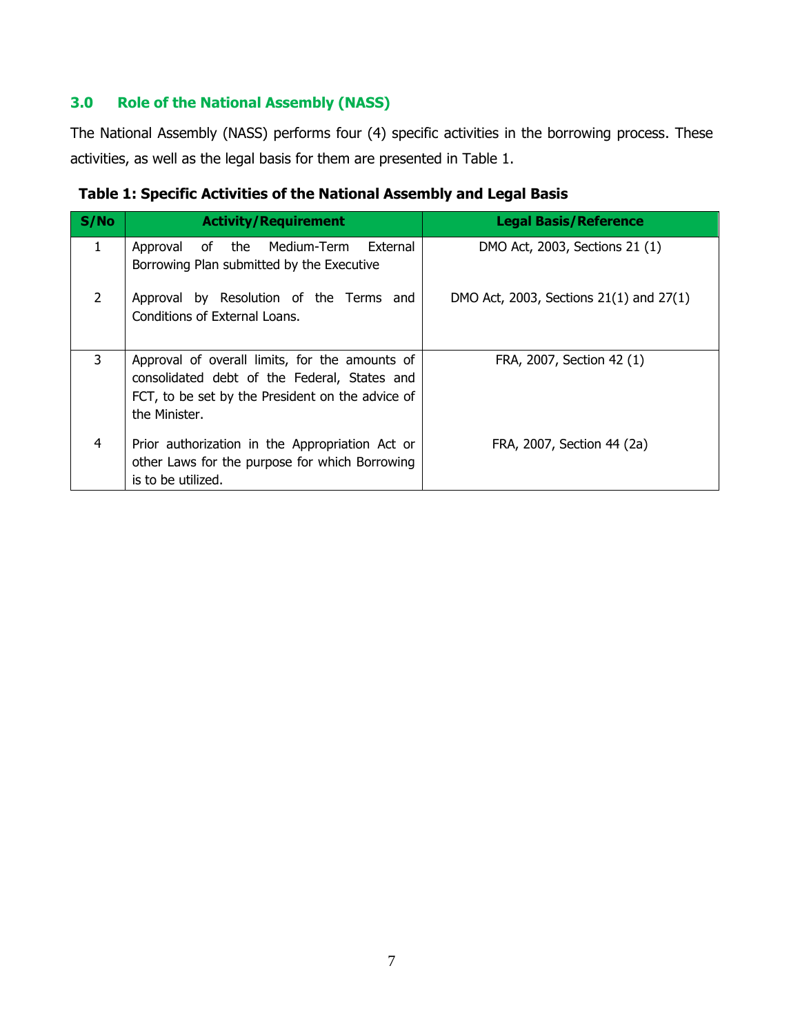## 3.0 Role of the National Assembly (NASS)

The National Assembly (NASS) performs four (4) specific activities in the borrowing process. These activities, as well as the legal basis for them are presented in Table 1.

**Table 1: Specific Activities of the National Assembly and Legal Basis**

| S/No | Activity/Requirement | Legal Basis/Reference |
|---|---|---|
| 1 | Approval of the Medium-Term External Borrowing Plan submitted by the Executive | DMO Act, 2003, Sections 21 (1) |
| 2 | Approval by Resolution of the Terms and Conditions of External Loans. | DMO Act, 2003, Sections 21(1) and 27(1) |
| 3 | Approval of overall limits, for the amounts of consolidated debt of the Federal, States and FCT, to be set by the President on the advice of the Minister. | FRA, 2007, Section 42 (1) |
| 4 | Prior authorization in the Appropriation Act or other Laws for the purpose for which Borrowing is to be utilized. | FRA, 2007, Section 44 (2a) |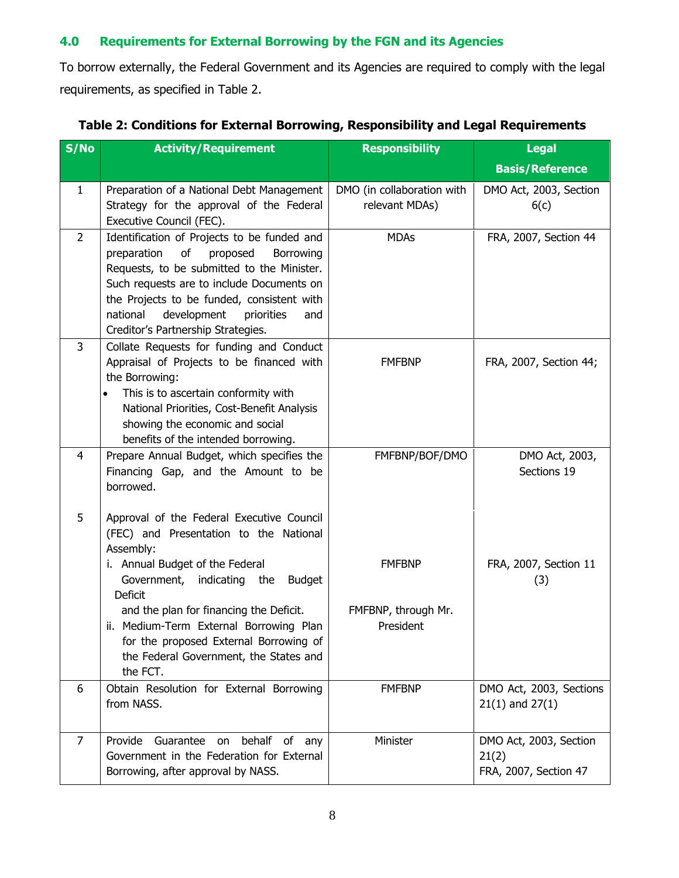## 4.0 Requirements for External Borrowing by the FGN and its Agencies

To borrow externally, the Federal Government and its Agencies are required to comply with the legal requirements, as specified in Table 2.

**Table 2: Conditions for External Borrowing, Responsibility and Legal Requirements**

| S/No | Activity/Requirement | Responsibility | Legal Basis/Reference |
|---|---|---|---|
| 1 | Preparation of a National Debt Management Strategy for the approval of the Federal Executive Council (FEC). | DMO (in collaboration with relevant MDAs) | DMO Act, 2003, Section 6(c) |
| 2 | Identification of Projects to be funded and preparation of proposed Borrowing Requests, to be submitted to the Minister. Such requests are to include Documents on the Projects to be funded, consistent with national development priorities and Creditor's Partnership Strategies. | MDAs | FRA, 2007, Section 44 |
| 3 | Collate Requests for funding and Conduct Appraisal of Projects to be financed with the Borrowing:<br>• This is to ascertain conformity with National Priorities, Cost-Benefit Analysis showing the economic and social benefits of the intended borrowing. | FMFBNP | FRA, 2007, Section 44; |
| 4 | Prepare Annual Budget, which specifies the Financing Gap, and the Amount to be borrowed. | FMFBNP/BOF/DMO | DMO Act, 2003, Sections 19 |
| 5 | Approval of the Federal Executive Council (FEC) and Presentation to the National Assembly:<br>i. Annual Budget of the Federal Government, indicating the Budget Deficit and the plan for financing the Deficit.<br>ii. Medium-Term External Borrowing Plan for the proposed External Borrowing of the Federal Government, the States and the FCT. | FMFBNP<br><br>FMFBNP, through Mr. President | FRA, 2007, Section 11 (3) |
| 6 | Obtain Resolution for External Borrowing from NASS. | FMFBNP | DMO Act, 2003, Sections 21(1) and 27(1) |
| 7 | Provide Guarantee on behalf of any Government in the Federation for External Borrowing, after approval by NASS. | Minister | DMO Act, 2003, Section 21(2)<br>FRA, 2007, Section 47 |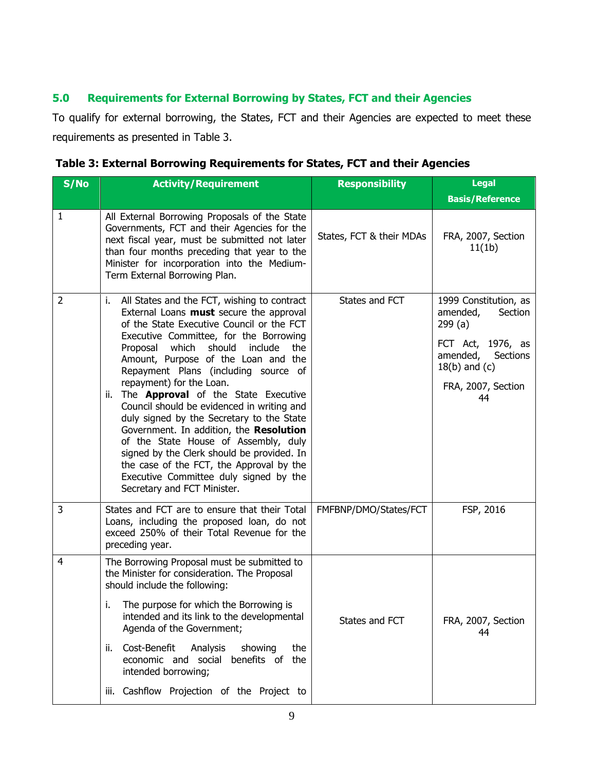## 5.0 Requirements for External Borrowing by States, FCT and their Agencies

To qualify for external borrowing, the States, FCT and their Agencies are expected to meet these requirements as presented in Table 3.

**Table 3: External Borrowing Requirements for States, FCT and their Agencies**

| S/No | Activity/Requirement | Responsibility | Legal Basis/Reference |
|---|---|---|---|
| 1 | All External Borrowing Proposals of the State Governments, FCT and their Agencies for the next fiscal year, must be submitted not later than four months preceding that year to the Minister for incorporation into the Medium-Term External Borrowing Plan. | States, FCT & their MDAs | FRA, 2007, Section 11(1b) |
| 2 | i. All States and the FCT, wishing to contract External Loans **must** secure the approval of the State Executive Council or the FCT Executive Committee, for the Borrowing Proposal which should include the Amount, Purpose of the Loan and the Repayment Plans (including source of repayment) for the Loan.<br>ii. The **Approval** of the State Executive Council should be evidenced in writing and duly signed by the Secretary to the State Government. In addition, the **Resolution** of the State House of Assembly, duly signed by the Clerk should be provided. In the case of the FCT, the Approval by the Executive Committee duly signed by the Secretary and FCT Minister. | States and FCT | 1999 Constitution, as amended, Section 299 (a)<br>FCT Act, 1976, as amended, Sections 18(b) and (c)<br>FRA, 2007, Section 44 |
| 3 | States and FCT are to ensure that their Total Loans, including the proposed loan, do not exceed 250% of their Total Revenue for the preceding year. | FMFBNP/DMO/States/FCT | FSP, 2016 |
| 4 | The Borrowing Proposal must be submitted to the Minister for consideration. The Proposal should include the following:<br>i. The purpose for which the Borrowing is intended and its link to the developmental Agenda of the Government;<br>ii. Cost-Benefit Analysis showing the economic and social benefits of the intended borrowing;<br>iii. Cashflow Projection of the Project to | States and FCT | FRA, 2007, Section 44 |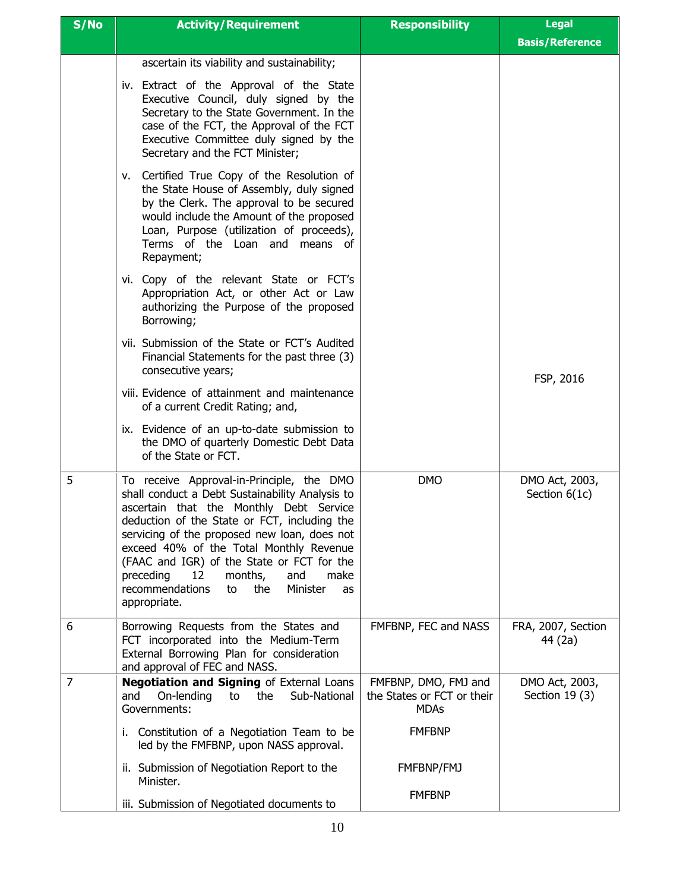| S/No | Activity/Requirement | Responsibility | Legal Basis/Reference |
|---|---|---|---|
| | ascertain its viability and sustainability;<br><br>iv. Extract of the Approval of the State Executive Council, duly signed by the Secretary to the State Government. In the case of the FCT, the Approval of the FCT Executive Committee duly signed by the Secretary and the FCT Minister;<br><br>v. Certified True Copy of the Resolution of the State House of Assembly, duly signed by the Clerk. The approval to be secured would include the Amount of the proposed Loan, Purpose (utilization of proceeds), Terms of the Loan and means of Repayment;<br><br>vi. Copy of the relevant State or FCT's Appropriation Act, or other Act or Law authorizing the Purpose of the proposed Borrowing;<br><br>vii. Submission of the State or FCT's Audited Financial Statements for the past three (3) consecutive years;<br><br>viii. Evidence of attainment and maintenance of a current Credit Rating; and,<br><br>ix. Evidence of an up-to-date submission to the DMO of quarterly Domestic Debt Data of the State or FCT. | | FSP, 2016 |
| 5 | To receive Approval-in-Principle, the DMO shall conduct a Debt Sustainability Analysis to ascertain that the Monthly Debt Service deduction of the State or FCT, including the servicing of the proposed new loan, does not exceed 40% of the Total Monthly Revenue (FAAC and IGR) of the State or FCT for the preceding 12 months, and make recommendations to the Minister as appropriate. | DMO | DMO Act, 2003, Section 6(1c) |
| 6 | Borrowing Requests from the States and FCT incorporated into the Medium-Term External Borrowing Plan for consideration and approval of FEC and NASS. | FMFBNP, FEC and NASS | FRA, 2007, Section 44 (2a) |
| 7 | **Negotiation and Signing** of External Loans and On-lending to the Sub-National Governments:<br><br>i. Constitution of a Negotiation Team to be led by the FMFBNP, upon NASS approval.<br><br>ii. Submission of Negotiation Report to the Minister.<br><br>iii. Submission of Negotiated documents to | FMFBNP, DMO, FMJ and the States or FCT or their MDAs<br><br>FMFBNP<br><br>FMFBNP/FMJ<br><br>FMFBNP | DMO Act, 2003, Section 19 (3) |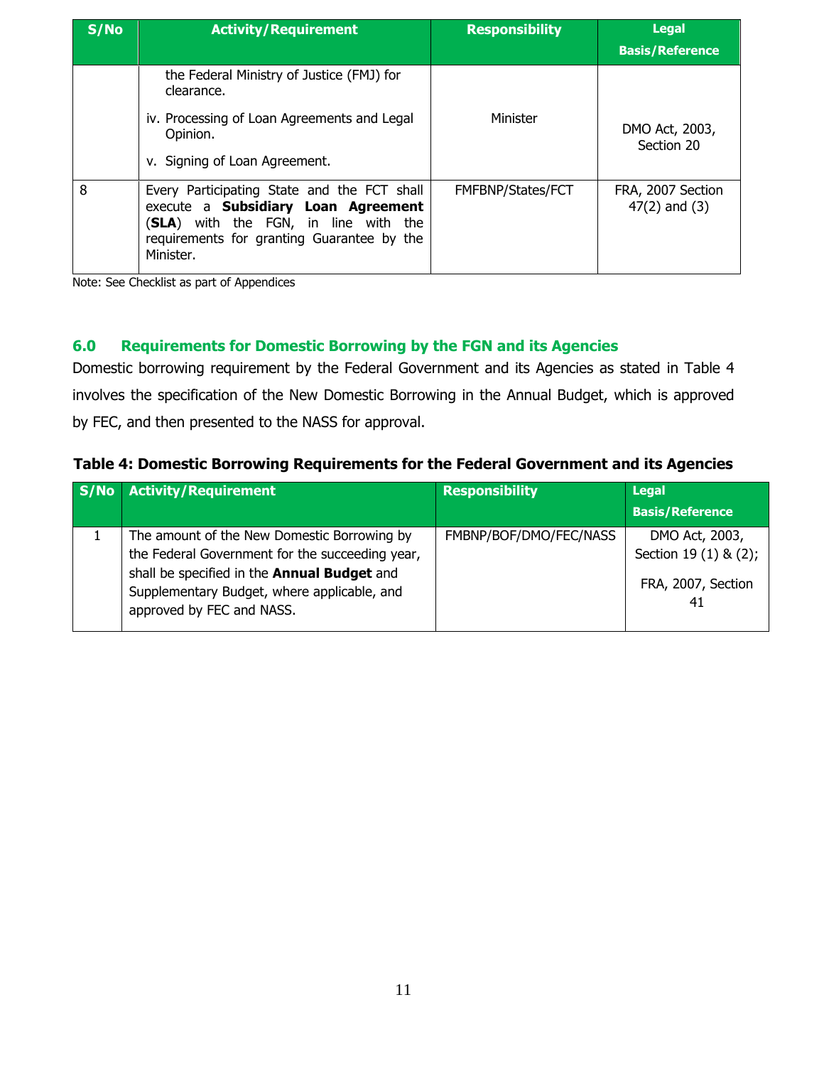| S/No | Activity/Requirement | Responsibility | Legal Basis/Reference |
|---|---|---|---|
| | the Federal Ministry of Justice (FMJ) for clearance.<br>iv. Processing of Loan Agreements and Legal Opinion.<br>v. Signing of Loan Agreement. | Minister | DMO Act, 2003, Section 20 |
| 8 | Every Participating State and the FCT shall execute a **Subsidiary Loan Agreement** (**SLA**) with the FGN, in line with the requirements for granting Guarantee by the Minister. | FMFBNP/States/FCT | FRA, 2007 Section 47(2) and (3) |

Note: See Checklist as part of Appendices

## 6.0 Requirements for Domestic Borrowing by the FGN and its Agencies

Domestic borrowing requirement by the Federal Government and its Agencies as stated in Table 4 involves the specification of the New Domestic Borrowing in the Annual Budget, which is approved by FEC, and then presented to the NASS for approval.

**Table 4: Domestic Borrowing Requirements for the Federal Government and its Agencies**

| S/No | Activity/Requirement | Responsibility | Legal Basis/Reference |
|---|---|---|---|
| 1 | The amount of the New Domestic Borrowing by the Federal Government for the succeeding year, shall be specified in the **Annual Budget** and Supplementary Budget, where applicable, and approved by FEC and NASS. | FMBNP/BOF/DMO/FEC/NASS | DMO Act, 2003, Section 19 (1) & (2);<br>FRA, 2007, Section 41 |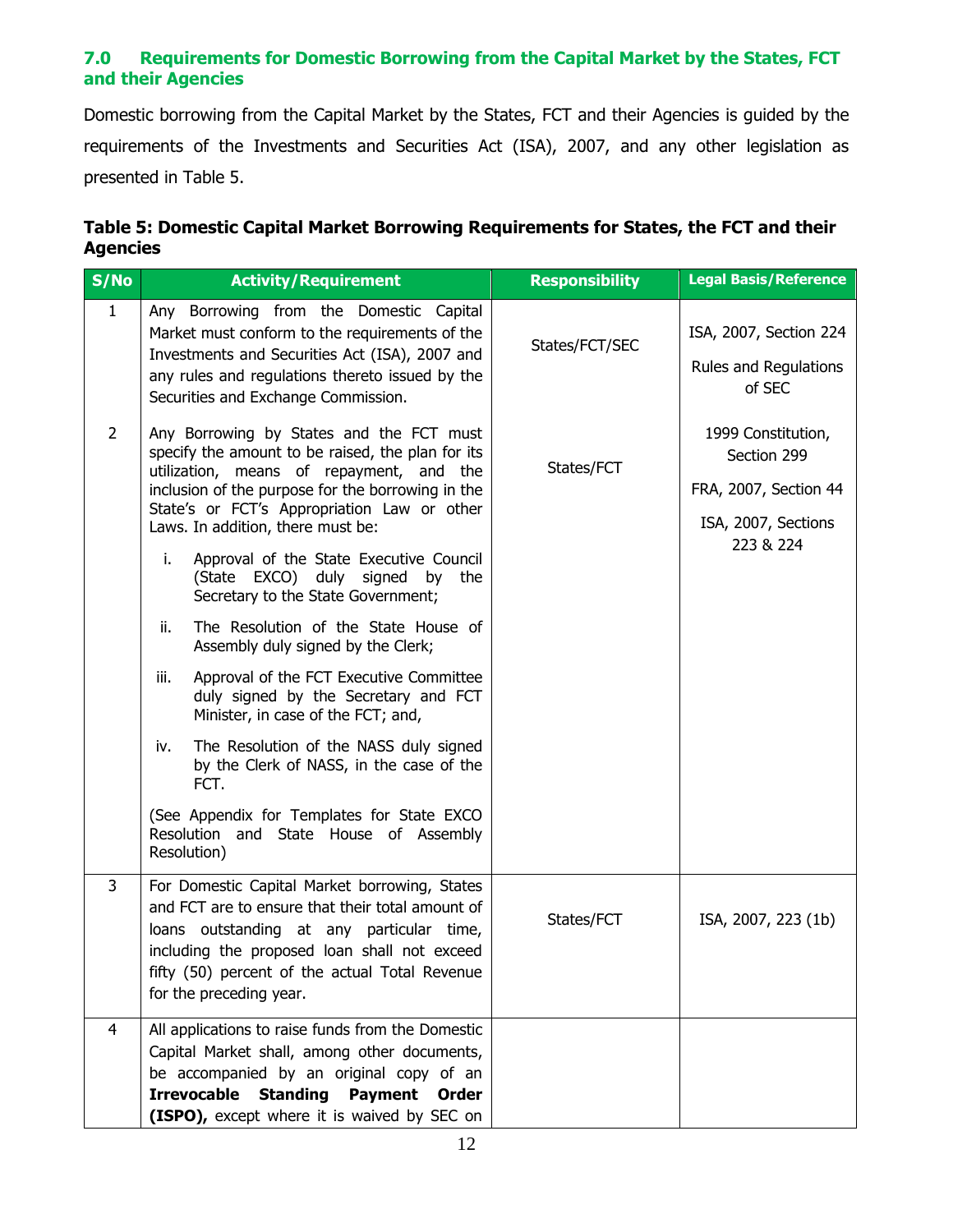## 7.0 Requirements for Domestic Borrowing from the Capital Market by the States, FCT and their Agencies

Domestic borrowing from the Capital Market by the States, FCT and their Agencies is guided by the requirements of the Investments and Securities Act (ISA), 2007, and any other legislation as presented in Table 5.

**Table 5: Domestic Capital Market Borrowing Requirements for States, the FCT and their Agencies**

| S/No | Activity/Requirement | Responsibility | Legal Basis/Reference |
|---|---|---|---|
| 1 | Any Borrowing from the Domestic Capital Market must conform to the requirements of the Investments and Securities Act (ISA), 2007 and any rules and regulations thereto issued by the Securities and Exchange Commission. | States/FCT/SEC | ISA, 2007, Section 224<br><br>Rules and Regulations of SEC |
| 2 | Any Borrowing by States and the FCT must specify the amount to be raised, the plan for its utilization, means of repayment, and the inclusion of the purpose for the borrowing in the State's or FCT's Appropriation Law or other Laws. In addition, there must be:<br><br>i. Approval of the State Executive Council (State EXCO) duly signed by the Secretary to the State Government;<br><br>ii. The Resolution of the State House of Assembly duly signed by the Clerk;<br><br>iii. Approval of the FCT Executive Committee duly signed by the Secretary and FCT Minister, in case of the FCT; and,<br><br>iv. The Resolution of the NASS duly signed by the Clerk of NASS, in the case of the FCT.<br><br>(See Appendix for Templates for State EXCO Resolution and State House of Assembly Resolution) | States/FCT | 1999 Constitution, Section 299<br><br>FRA, 2007, Section 44<br><br>ISA, 2007, Sections 223 & 224 |
| 3 | For Domestic Capital Market borrowing, States and FCT are to ensure that their total amount of loans outstanding at any particular time, including the proposed loan shall not exceed fifty (50) percent of the actual Total Revenue for the preceding year. | States/FCT | ISA, 2007, 223 (1b) |
| 4 | All applications to raise funds from the Domestic Capital Market shall, among other documents, be accompanied by an original copy of an **Irrevocable Standing Payment Order (ISPO),** except where it is waived by SEC on | | |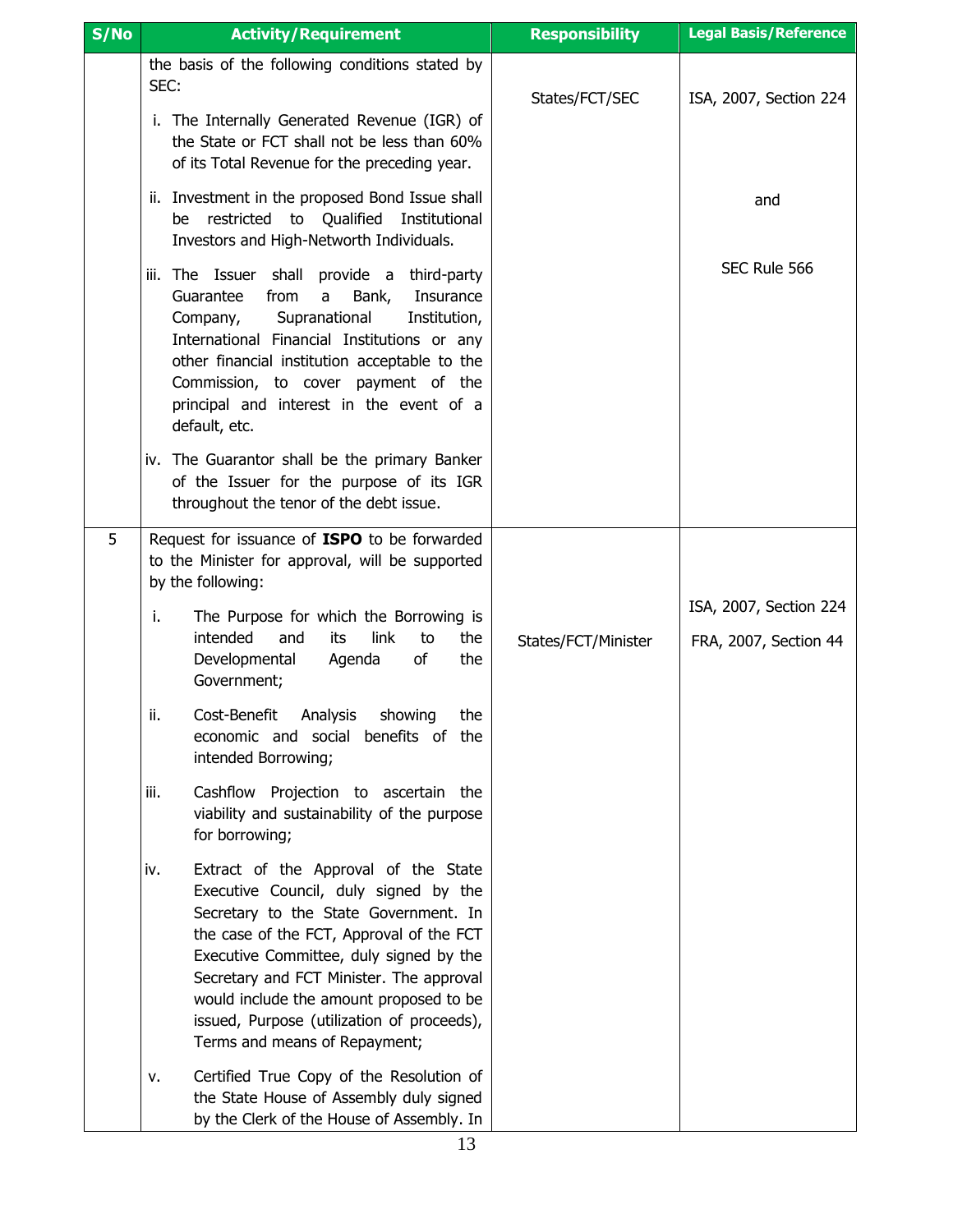| S/No | Activity/Requirement | Responsibility | Legal Basis/Reference |
|---|---|---|---|
| | the basis of the following conditions stated by SEC:<br>i. The Internally Generated Revenue (IGR) of the State or FCT shall not be less than 60% of its Total Revenue for the preceding year.<br>ii. Investment in the proposed Bond Issue shall be restricted to Qualified Institutional Investors and High-Networth Individuals.<br>iii. The Issuer shall provide a third-party Guarantee from a Bank, Insurance Company, Supranational Institution, International Financial Institutions or any other financial institution acceptable to the Commission, to cover payment of the principal and interest in the event of a default, etc.<br>iv. The Guarantor shall be the primary Banker of the Issuer for the purpose of its IGR throughout the tenor of the debt issue. | States/FCT/SEC | ISA, 2007, Section 224<br>and<br>SEC Rule 566 |
| 5 | Request for issuance of **ISPO** to be forwarded to the Minister for approval, will be supported by the following:<br>i. The Purpose for which the Borrowing is intended and its link to the Developmental Agenda of the Government;<br>ii. Cost-Benefit Analysis showing the economic and social benefits of the intended Borrowing;<br>iii. Cashflow Projection to ascertain the viability and sustainability of the purpose for borrowing;<br>iv. Extract of the Approval of the State Executive Council, duly signed by the Secretary to the State Government. In the case of the FCT, Approval of the FCT Executive Committee, duly signed by the Secretary and FCT Minister. The approval would include the amount proposed to be issued, Purpose (utilization of proceeds), Terms and means of Repayment;<br>v. Certified True Copy of the Resolution of the State House of Assembly duly signed by the Clerk of the House of Assembly. In | States/FCT/Minister | ISA, 2007, Section 224<br>FRA, 2007, Section 44 |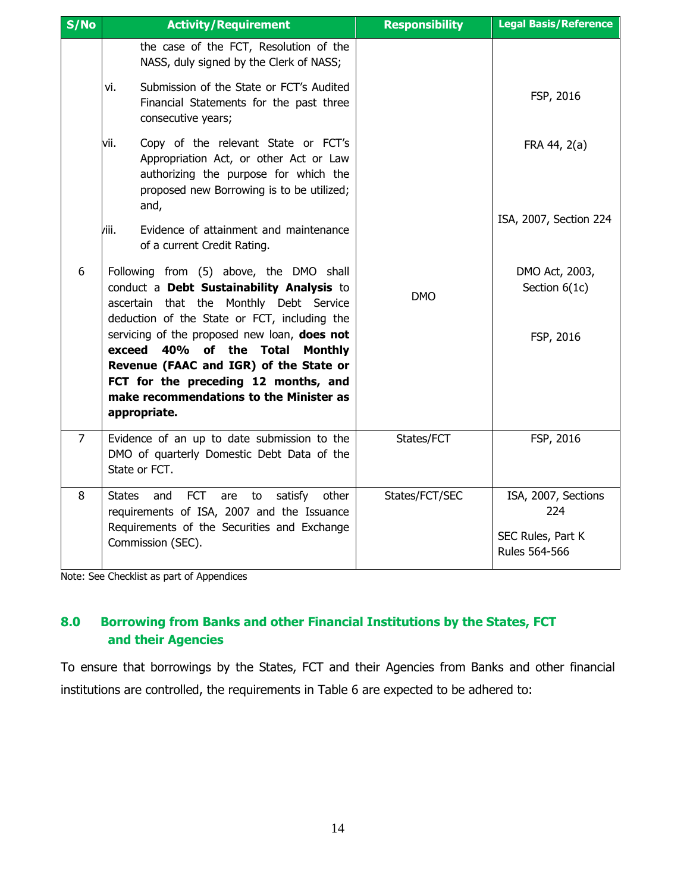| S/No | Activity/Requirement | Responsibility | Legal Basis/Reference |
|---|---|---|---|
| | the case of the FCT, Resolution of the NASS, duly signed by the Clerk of NASS;<br><br>vi. Submission of the State or FCT's Audited Financial Statements for the past three consecutive years;<br><br>vii. Copy of the relevant State or FCT's Appropriation Act, or other Act or Law authorizing the purpose for which the proposed new Borrowing is to be utilized; and,<br><br>viii. Evidence of attainment and maintenance of a current Credit Rating. | | FSP, 2016<br><br>FRA 44, 2(a)<br><br>ISA, 2007, Section 224 |
| 6 | Following from (5) above, the DMO shall conduct a **Debt Sustainability Analysis** to ascertain that the Monthly Debt Service deduction of the State or FCT, including the servicing of the proposed new loan, **does not exceed 40% of the Total Monthly Revenue (FAAC and IGR) of the State or FCT for the preceding 12 months, and make recommendations to the Minister as appropriate.** | DMO | DMO Act, 2003, Section 6(1c)<br><br>FSP, 2016 |
| 7 | Evidence of an up to date submission to the DMO of quarterly Domestic Debt Data of the State or FCT. | States/FCT | FSP, 2016 |
| 8 | States and FCT are to satisfy other requirements of ISA, 2007 and the Issuance Requirements of the Securities and Exchange Commission (SEC). | States/FCT/SEC | ISA, 2007, Sections 224<br><br>SEC Rules, Part K Rules 564-566 |

Note: See Checklist as part of Appendices

## 8.0 Borrowing from Banks and other Financial Institutions by the States, FCT and their Agencies

To ensure that borrowings by the States, FCT and their Agencies from Banks and other financial institutions are controlled, the requirements in Table 6 are expected to be adhered to: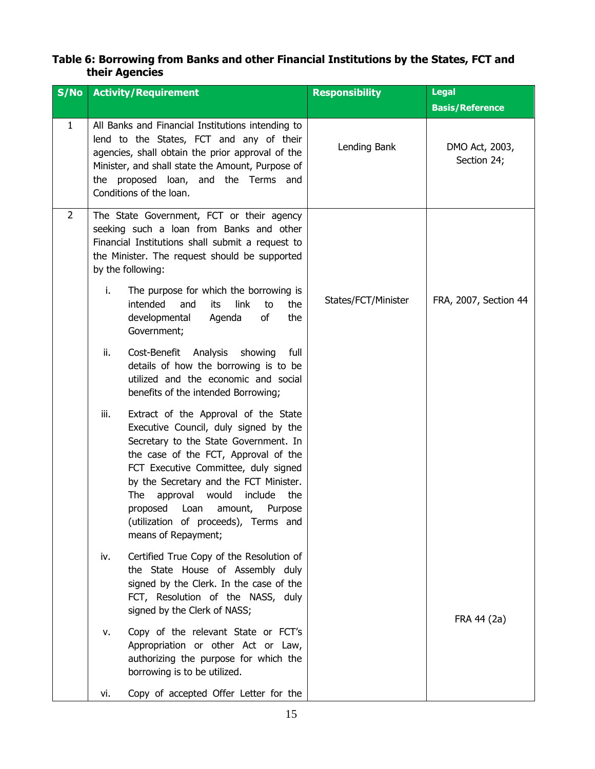**Table 6: Borrowing from Banks and other Financial Institutions by the States, FCT and their Agencies**

| S/No | Activity/Requirement | Responsibility | Legal Basis/Reference |
|---|---|---|---|
| 1 | All Banks and Financial Institutions intending to lend to the States, FCT and any of their agencies, shall obtain the prior approval of the Minister, and shall state the Amount, Purpose of the proposed loan, and the Terms and Conditions of the loan. | Lending Bank | DMO Act, 2003, Section 24; |
| 2 | The State Government, FCT or their agency seeking such a loan from Banks and other Financial Institutions shall submit a request to the Minister. The request should be supported by the following:<br><br>i. The purpose for which the borrowing is intended and its link to the developmental Agenda of the Government;<br><br>ii. Cost-Benefit Analysis showing full details of how the borrowing is to be utilized and the economic and social benefits of the intended Borrowing;<br><br>iii. Extract of the Approval of the State Executive Council, duly signed by the Secretary to the State Government. In the case of the FCT, Approval of the FCT Executive Committee, duly signed by the Secretary and the FCT Minister. The approval would include the proposed Loan amount, Purpose (utilization of proceeds), Terms and means of Repayment;<br><br>iv. Certified True Copy of the Resolution of the State House of Assembly duly signed by the Clerk. In the case of the FCT, Resolution of the NASS, duly signed by the Clerk of NASS;<br><br>v. Copy of the relevant State or FCT's Appropriation or other Act or Law, authorizing the purpose for which the borrowing is to be utilized.<br><br>vi. Copy of accepted Offer Letter for the | States/FCT/Minister | FRA, 2007, Section 44<br><br>FRA 44 (2a) |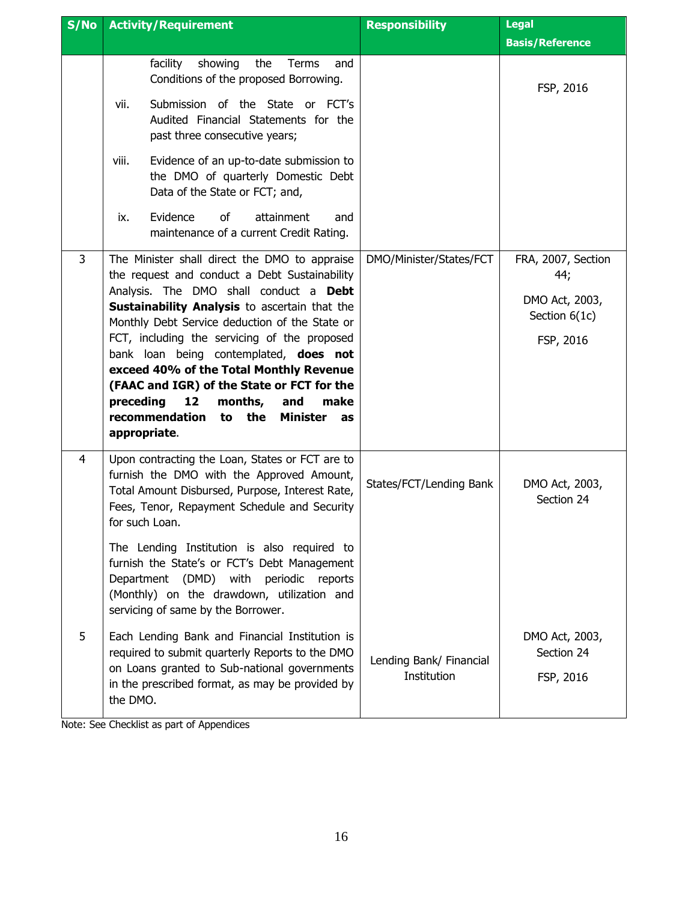| S/No | Activity/Requirement | Responsibility | Legal Basis/Reference |
|---|---|---|---|
| | facility showing the Terms and Conditions of the proposed Borrowing.<br><br>vii. Submission of the State or FCT's Audited Financial Statements for the past three consecutive years;<br><br>viii. Evidence of an up-to-date submission to the DMO of quarterly Domestic Debt Data of the State or FCT; and,<br><br>ix. Evidence of attainment and maintenance of a current Credit Rating. | | FSP, 2016 |
| 3 | The Minister shall direct the DMO to appraise the request and conduct a Debt Sustainability Analysis. The DMO shall conduct a **Debt Sustainability Analysis** to ascertain that the Monthly Debt Service deduction of the State or FCT, including the servicing of the proposed bank loan being contemplated, **does not exceed 40% of the Total Monthly Revenue (FAAC and IGR) of the State or FCT for the preceding 12 months, and make recommendation to the Minister as appropriate**. | DMO/Minister/States/FCT | FRA, 2007, Section 44;<br><br>DMO Act, 2003, Section 6(1c)<br><br>FSP, 2016 |
| 4 | Upon contracting the Loan, States or FCT are to furnish the DMO with the Approved Amount, Total Amount Disbursed, Purpose, Interest Rate, Fees, Tenor, Repayment Schedule and Security for such Loan.<br><br>The Lending Institution is also required to furnish the State's or FCT's Debt Management Department (DMD) with periodic reports (Monthly) on the drawdown, utilization and servicing of same by the Borrower. | States/FCT/Lending Bank | DMO Act, 2003, Section 24 |
| 5 | Each Lending Bank and Financial Institution is required to submit quarterly Reports to the DMO on Loans granted to Sub-national governments in the prescribed format, as may be provided by the DMO. | Lending Bank/ Financial Institution | DMO Act, 2003, Section 24<br><br>FSP, 2016 |

Note: See Checklist as part of Appendices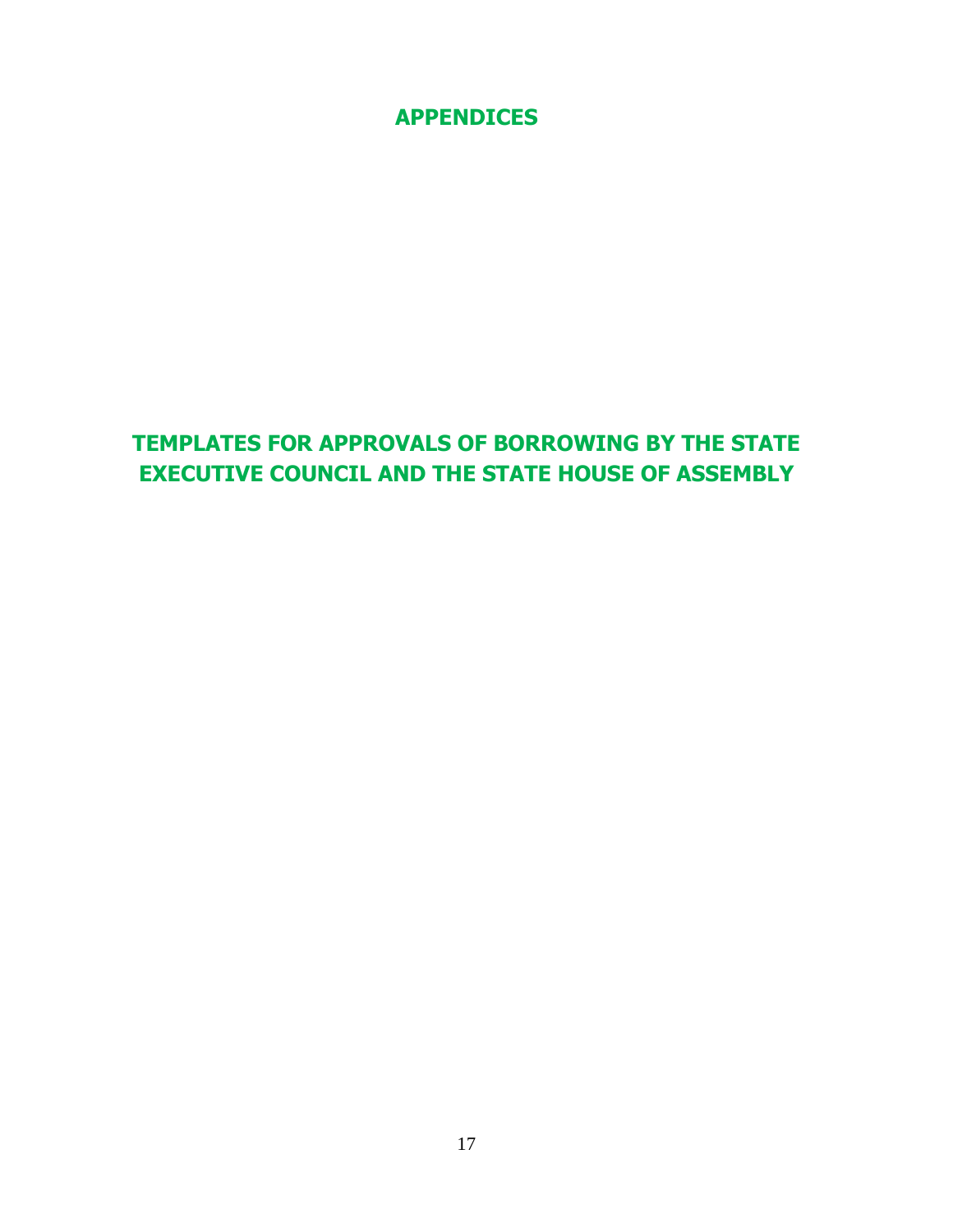# APPENDICES

## TEMPLATES FOR APPROVALS OF BORROWING BY THE STATE EXECUTIVE COUNCIL AND THE STATE HOUSE OF ASSEMBLY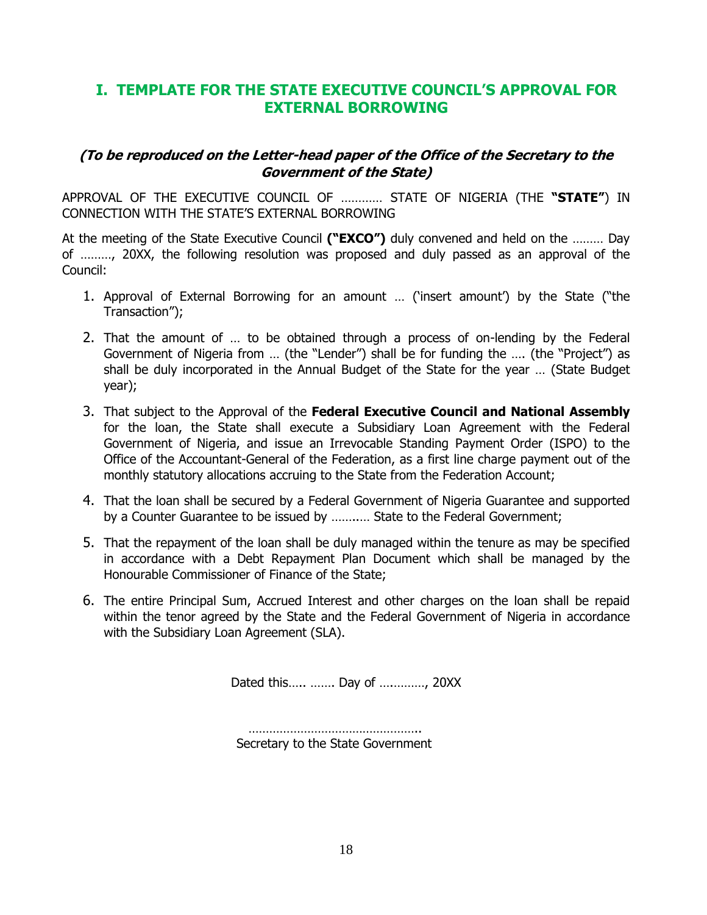## I. TEMPLATE FOR THE STATE EXECUTIVE COUNCIL'S APPROVAL FOR EXTERNAL BORROWING

***(To be reproduced on the Letter-head paper of the Office of the Secretary to the Government of the State)***

APPROVAL OF THE EXECUTIVE COUNCIL OF ………… STATE OF NIGERIA (THE **"STATE"**) IN CONNECTION WITH THE STATE'S EXTERNAL BORROWING

At the meeting of the State Executive Council **("EXCO")** duly convened and held on the ……… Day of ………, 20XX, the following resolution was proposed and duly passed as an approval of the Council:

1. Approval of External Borrowing for an amount … ('insert amount') by the State ("the Transaction");
2. That the amount of … to be obtained through a process of on-lending by the Federal Government of Nigeria from … (the "Lender") shall be for funding the …. (the "Project") as shall be duly incorporated in the Annual Budget of the State for the year … (State Budget year);
3. That subject to the Approval of the **Federal Executive Council and National Assembly** for the loan, the State shall execute a Subsidiary Loan Agreement with the Federal Government of Nigeria, and issue an Irrevocable Standing Payment Order (ISPO) to the Office of the Accountant-General of the Federation, as a first line charge payment out of the monthly statutory allocations accruing to the State from the Federation Account;
4. That the loan shall be secured by a Federal Government of Nigeria Guarantee and supported by a Counter Guarantee to be issued by ……..… State to the Federal Government;
5. That the repayment of the loan shall be duly managed within the tenure as may be specified in accordance with a Debt Repayment Plan Document which shall be managed by the Honourable Commissioner of Finance of the State;
6. The entire Principal Sum, Accrued Interest and other charges on the loan shall be repaid within the tenor agreed by the State and the Federal Government of Nigeria in accordance with the Subsidiary Loan Agreement (SLA).

Dated this….. ……. Day of ….………, 20XX

…………………………………………..
Secretary to the State Government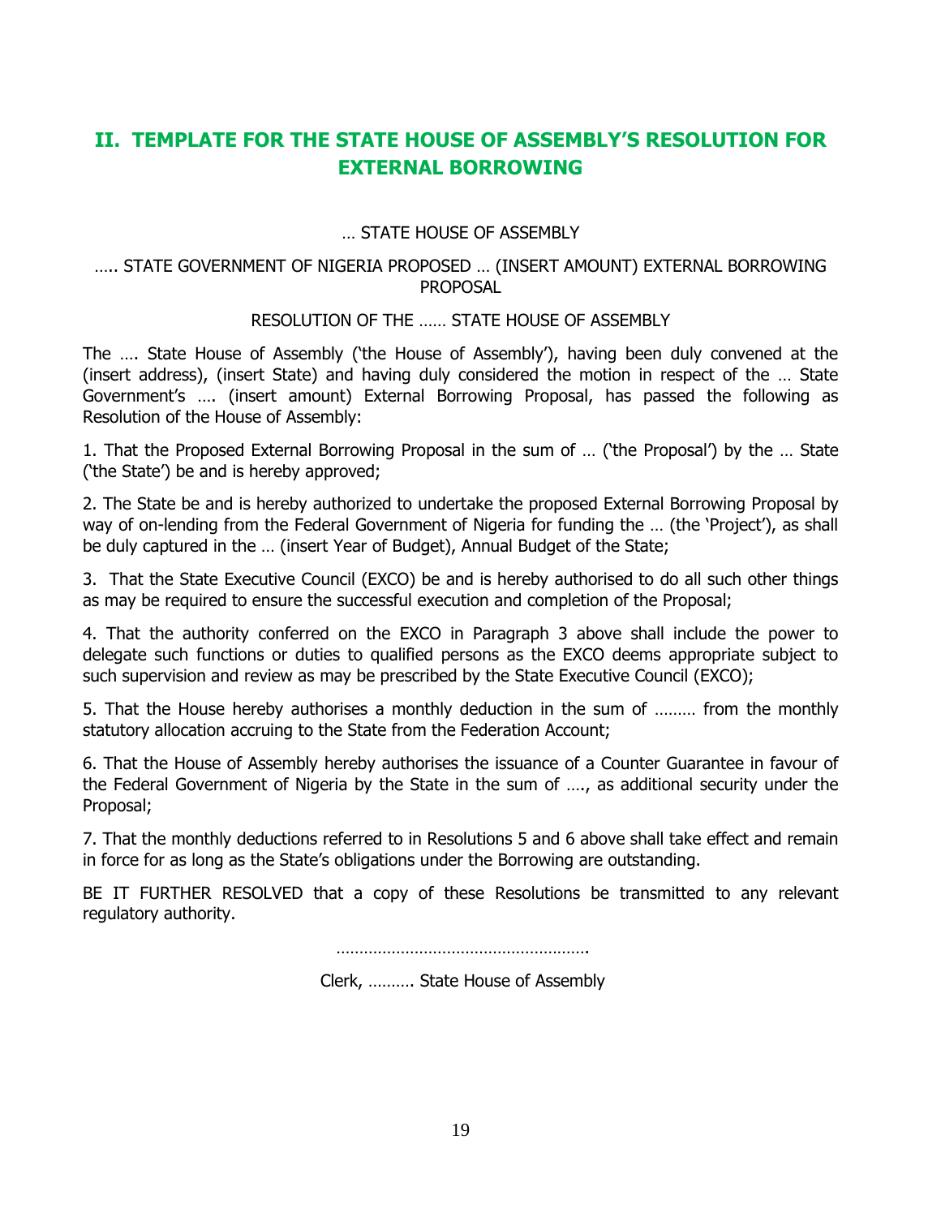## II. TEMPLATE FOR THE STATE HOUSE OF ASSEMBLY'S RESOLUTION FOR EXTERNAL BORROWING

… STATE HOUSE OF ASSEMBLY

….. STATE GOVERNMENT OF NIGERIA PROPOSED … (INSERT AMOUNT) EXTERNAL BORROWING PROPOSAL

RESOLUTION OF THE …… STATE HOUSE OF ASSEMBLY

The …. State House of Assembly ('the House of Assembly'), having been duly convened at the (insert address), (insert State) and having duly considered the motion in respect of the … State Government's …. (insert amount) External Borrowing Proposal, has passed the following as Resolution of the House of Assembly:

1. That the Proposed External Borrowing Proposal in the sum of … ('the Proposal') by the … State ('the State') be and is hereby approved;

2. The State be and is hereby authorized to undertake the proposed External Borrowing Proposal by way of on-lending from the Federal Government of Nigeria for funding the … (the 'Project'), as shall be duly captured in the … (insert Year of Budget), Annual Budget of the State;

3. That the State Executive Council (EXCO) be and is hereby authorised to do all such other things as may be required to ensure the successful execution and completion of the Proposal;

4. That the authority conferred on the EXCO in Paragraph 3 above shall include the power to delegate such functions or duties to qualified persons as the EXCO deems appropriate subject to such supervision and review as may be prescribed by the State Executive Council (EXCO);

5. That the House hereby authorises a monthly deduction in the sum of ……… from the monthly statutory allocation accruing to the State from the Federation Account;

6. That the House of Assembly hereby authorises the issuance of a Counter Guarantee in favour of the Federal Government of Nigeria by the State in the sum of …., as additional security under the Proposal;

7. That the monthly deductions referred to in Resolutions 5 and 6 above shall take effect and remain in force for as long as the State's obligations under the Borrowing are outstanding.

BE IT FURTHER RESOLVED that a copy of these Resolutions be transmitted to any relevant regulatory authority.

……………………………………………….

Clerk, ………. State House of Assembly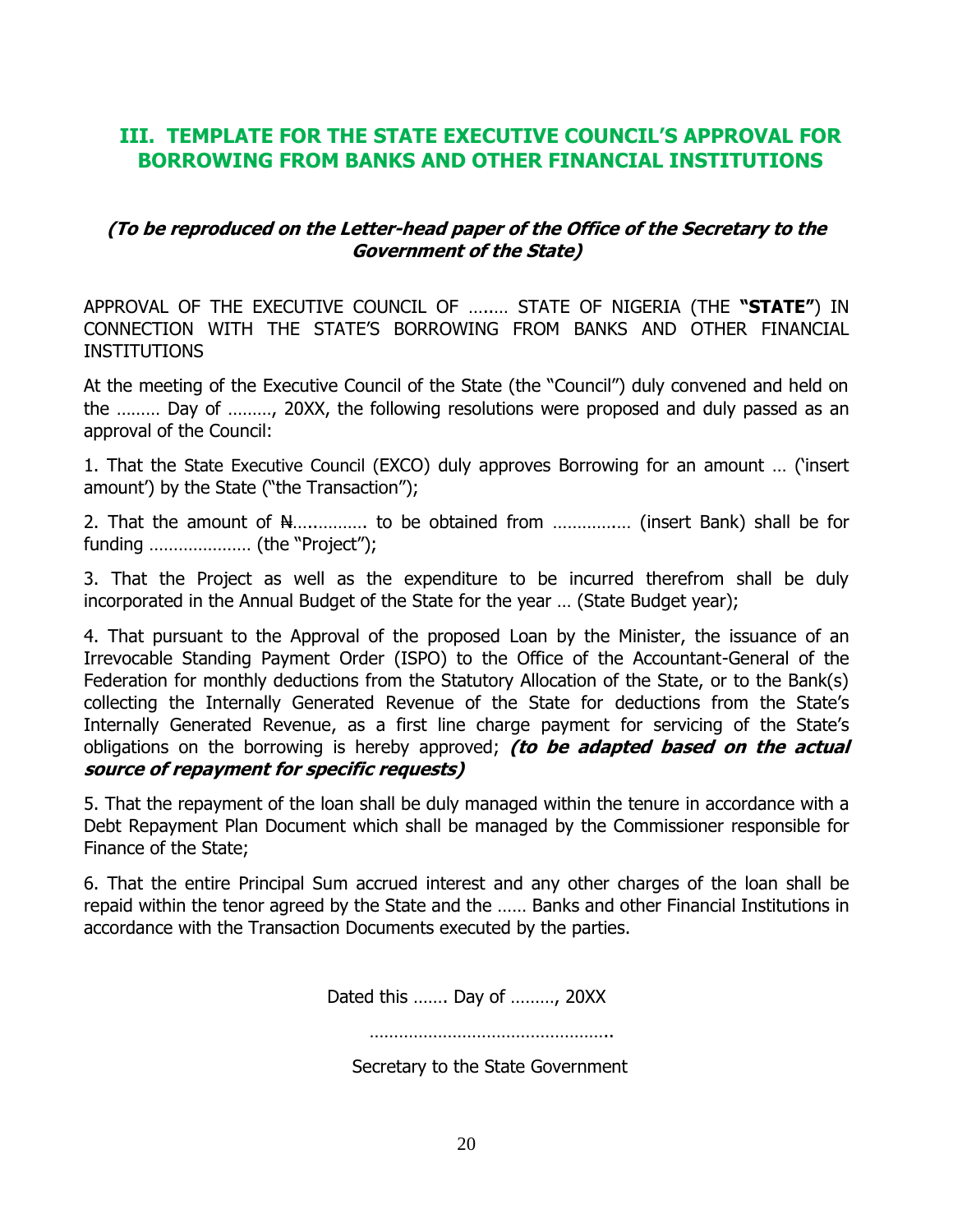## III. TEMPLATE FOR THE STATE EXECUTIVE COUNCIL'S APPROVAL FOR BORROWING FROM BANKS AND OTHER FINANCIAL INSTITUTIONS

***(To be reproduced on the Letter-head paper of the Office of the Secretary to the Government of the State)***

APPROVAL OF THE EXECUTIVE COUNCIL OF ….…. STATE OF NIGERIA (THE **"STATE"**) IN CONNECTION WITH THE STATE'S BORROWING FROM BANKS AND OTHER FINANCIAL INSTITUTIONS

At the meeting of the Executive Council of the State (the "Council") duly convened and held on the ……… Day of ………, 20XX, the following resolutions were proposed and duly passed as an approval of the Council:

1. That the State Executive Council (EXCO) duly approves Borrowing for an amount … ('insert amount') by the State ("the Transaction");

2. That the amount of ₦…….……. to be obtained from ……………. (insert Bank) shall be for funding ………………… (the "Project");

3. That the Project as well as the expenditure to be incurred therefrom shall be duly incorporated in the Annual Budget of the State for the year … (State Budget year);

4. That pursuant to the Approval of the proposed Loan by the Minister, the issuance of an Irrevocable Standing Payment Order (ISPO) to the Office of the Accountant-General of the Federation for monthly deductions from the Statutory Allocation of the State, or to the Bank(s) collecting the Internally Generated Revenue of the State for deductions from the State's Internally Generated Revenue, as a first line charge payment for servicing of the State's obligations on the borrowing is hereby approved; ***(to be adapted based on the actual source of repayment for specific requests)***

5. That the repayment of the loan shall be duly managed within the tenure in accordance with a Debt Repayment Plan Document which shall be managed by the Commissioner responsible for Finance of the State;

6. That the entire Principal Sum accrued interest and any other charges of the loan shall be repaid within the tenor agreed by the State and the …… Banks and other Financial Institutions in accordance with the Transaction Documents executed by the parties.

Dated this ……. Day of ………, 20XX

…………………………………………..

Secretary to the State Government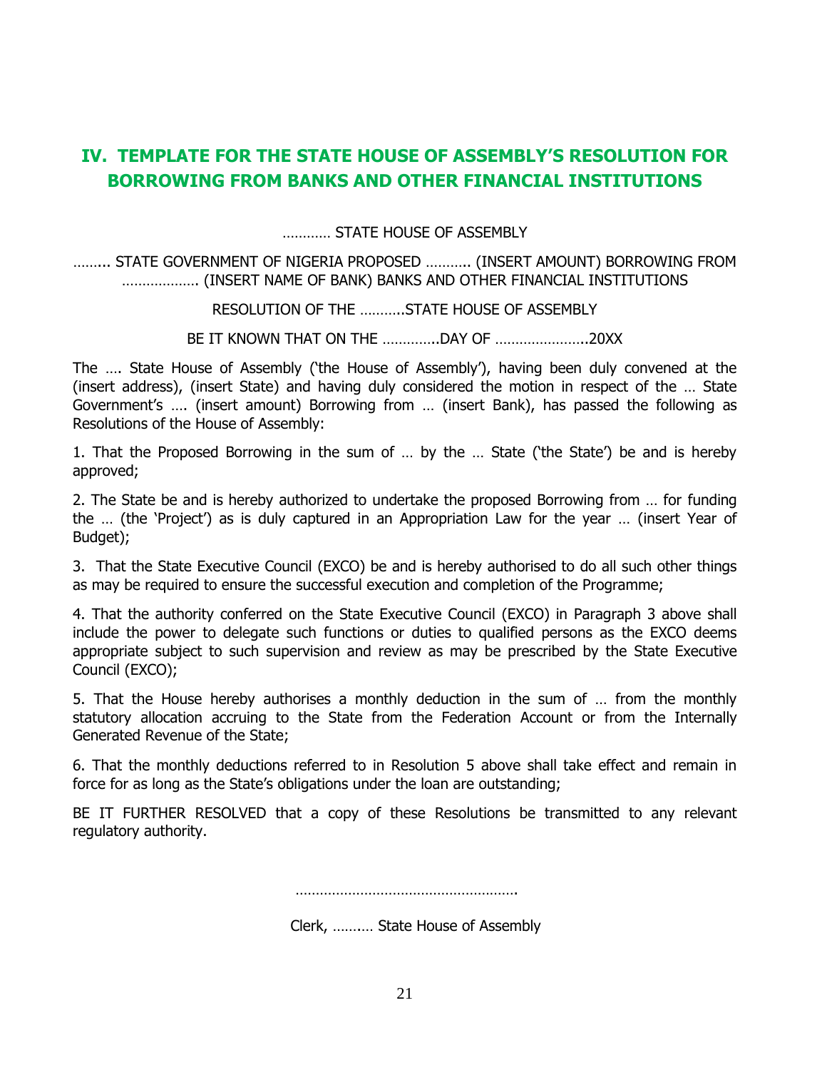## IV. TEMPLATE FOR THE STATE HOUSE OF ASSEMBLY'S RESOLUTION FOR BORROWING FROM BANKS AND OTHER FINANCIAL INSTITUTIONS

………… STATE HOUSE OF ASSEMBLY

…….. STATE GOVERNMENT OF NIGERIA PROPOSED ……….. (INSERT AMOUNT) BORROWING FROM ………………. (INSERT NAME OF BANK) BANKS AND OTHER FINANCIAL INSTITUTIONS

RESOLUTION OF THE ………..STATE HOUSE OF ASSEMBLY

BE IT KNOWN THAT ON THE …………..DAY OF …………………..20XX

The …. State House of Assembly ('the House of Assembly'), having been duly convened at the (insert address), (insert State) and having duly considered the motion in respect of the … State Government's …. (insert amount) Borrowing from … (insert Bank), has passed the following as Resolutions of the House of Assembly:

1. That the Proposed Borrowing in the sum of … by the … State ('the State') be and is hereby approved;

2. The State be and is hereby authorized to undertake the proposed Borrowing from … for funding the … (the 'Project') as is duly captured in an Appropriation Law for the year … (insert Year of Budget);

3. That the State Executive Council (EXCO) be and is hereby authorised to do all such other things as may be required to ensure the successful execution and completion of the Programme;

4. That the authority conferred on the State Executive Council (EXCO) in Paragraph 3 above shall include the power to delegate such functions or duties to qualified persons as the EXCO deems appropriate subject to such supervision and review as may be prescribed by the State Executive Council (EXCO);

5. That the House hereby authorises a monthly deduction in the sum of … from the monthly statutory allocation accruing to the State from the Federation Account or from the Internally Generated Revenue of the State;

6. That the monthly deductions referred to in Resolution 5 above shall take effect and remain in force for as long as the State's obligations under the loan are outstanding;

BE IT FURTHER RESOLVED that a copy of these Resolutions be transmitted to any relevant regulatory authority.

……………………………………………….

Clerk, ………. State House of Assembly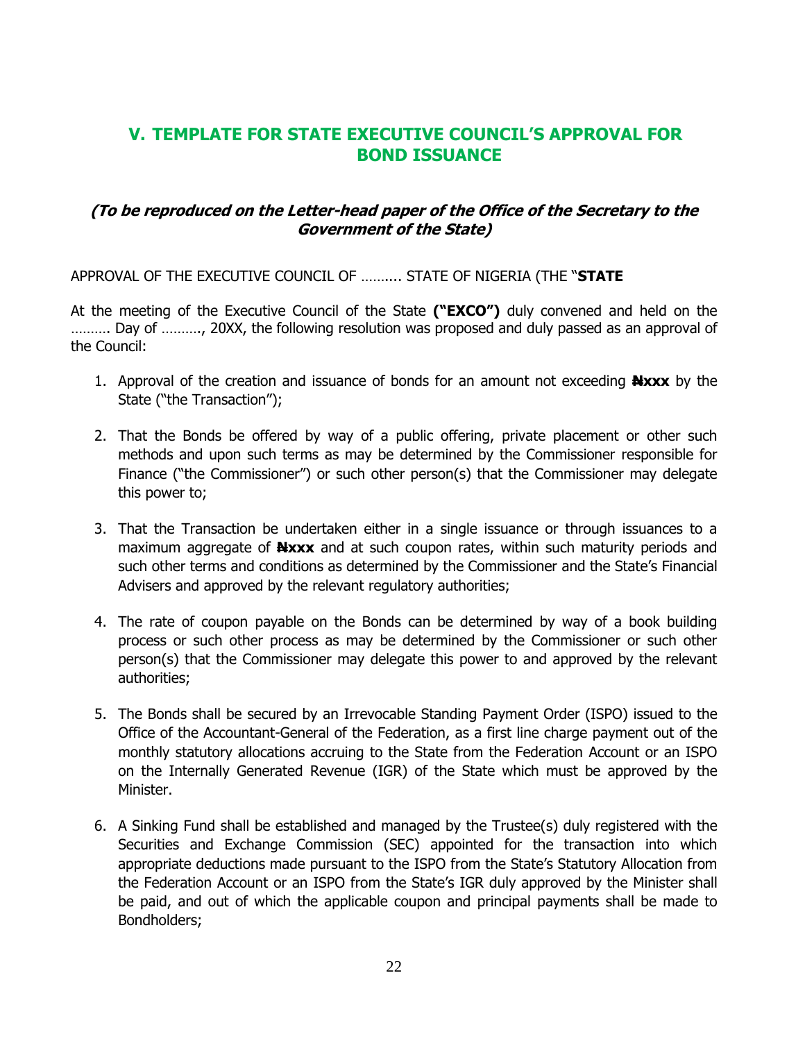## V. TEMPLATE FOR STATE EXECUTIVE COUNCIL'S APPROVAL FOR BOND ISSUANCE

***(To be reproduced on the Letter-head paper of the Office of the Secretary to the Government of the State)***

APPROVAL OF THE EXECUTIVE COUNCIL OF ……... STATE OF NIGERIA (THE "**STATE**

At the meeting of the Executive Council of the State **("EXCO")** duly convened and held on the ………. Day of ………., 20XX, the following resolution was proposed and duly passed as an approval of the Council:

1. Approval of the creation and issuance of bonds for an amount not exceeding **₦xxx** by the State ("the Transaction");

2. That the Bonds be offered by way of a public offering, private placement or other such methods and upon such terms as may be determined by the Commissioner responsible for Finance ("the Commissioner") or such other person(s) that the Commissioner may delegate this power to;

3. That the Transaction be undertaken either in a single issuance or through issuances to a maximum aggregate of **₦xxx** and at such coupon rates, within such maturity periods and such other terms and conditions as determined by the Commissioner and the State's Financial Advisers and approved by the relevant regulatory authorities;

4. The rate of coupon payable on the Bonds can be determined by way of a book building process or such other process as may be determined by the Commissioner or such other person(s) that the Commissioner may delegate this power to and approved by the relevant authorities;

5. The Bonds shall be secured by an Irrevocable Standing Payment Order (ISPO) issued to the Office of the Accountant-General of the Federation, as a first line charge payment out of the monthly statutory allocations accruing to the State from the Federation Account or an ISPO on the Internally Generated Revenue (IGR) of the State which must be approved by the Minister.

6. A Sinking Fund shall be established and managed by the Trustee(s) duly registered with the Securities and Exchange Commission (SEC) appointed for the transaction into which appropriate deductions made pursuant to the ISPO from the State's Statutory Allocation from the Federation Account or an ISPO from the State's IGR duly approved by the Minister shall be paid, and out of which the applicable coupon and principal payments shall be made to Bondholders;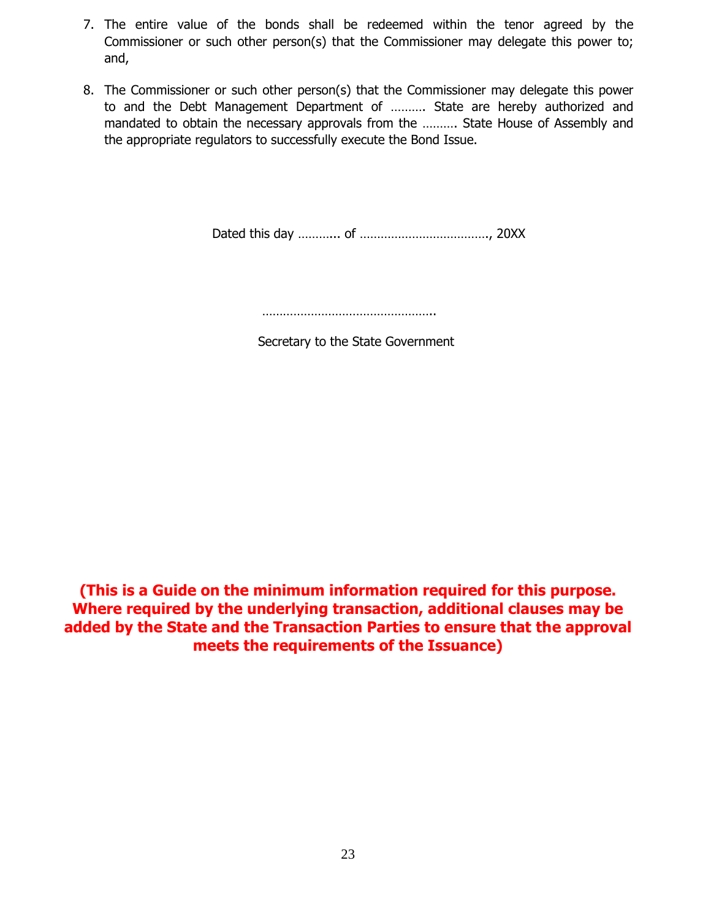7. The entire value of the bonds shall be redeemed within the tenor agreed by the Commissioner or such other person(s) that the Commissioner may delegate this power to; and,

8. The Commissioner or such other person(s) that the Commissioner may delegate this power to and the Debt Management Department of ………. State are hereby authorized and mandated to obtain the necessary approvals from the ……… State House of Assembly and the appropriate regulators to successfully execute the Bond Issue.

Dated this day ……….. of ………………………………., 20XX

…………………………………………..

Secretary to the State Government

**(This is a Guide on the minimum information required for this purpose. Where required by the underlying transaction, additional clauses may be added by the State and the Transaction Parties to ensure that the approval meets the requirements of the Issuance)**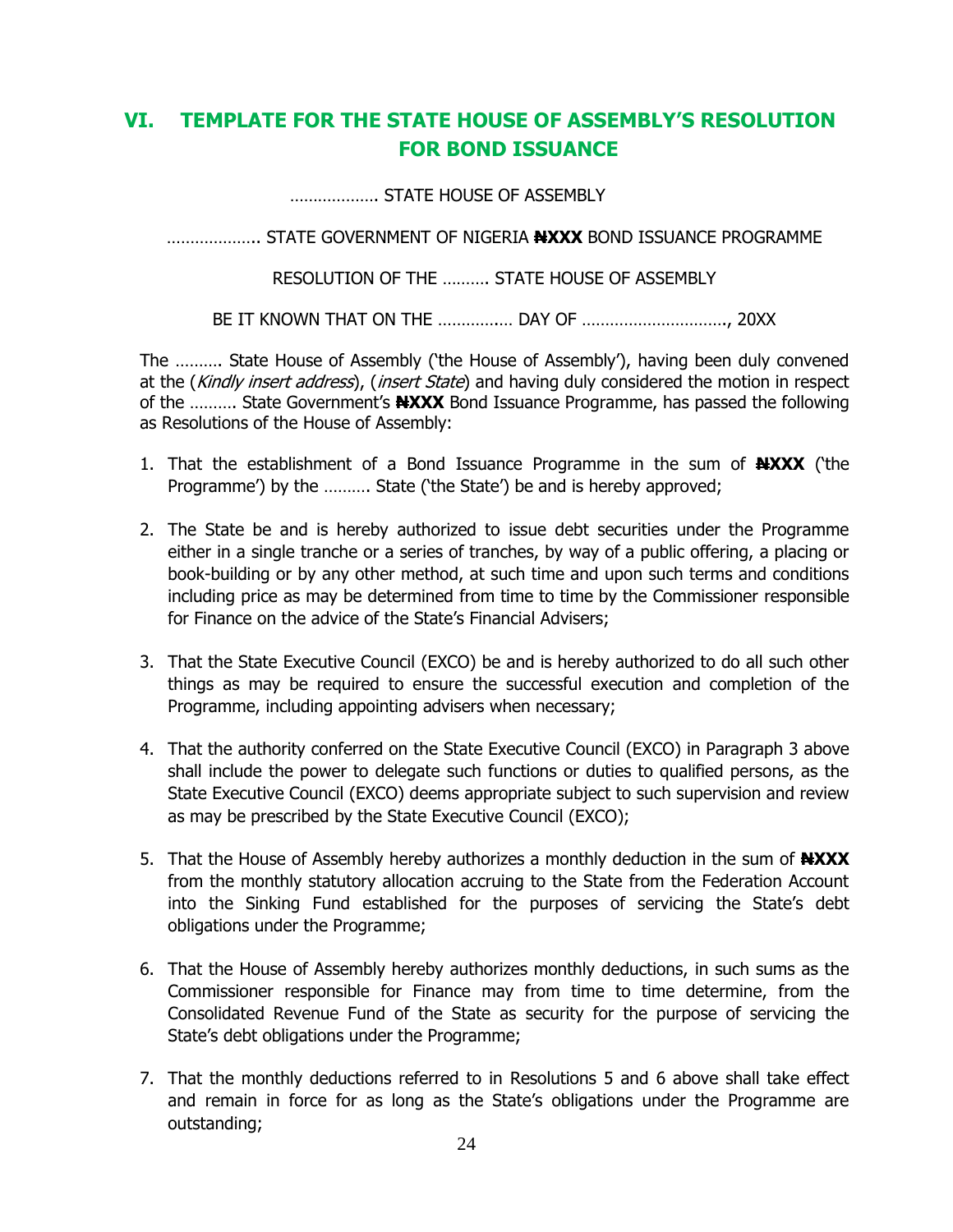## VI. TEMPLATE FOR THE STATE HOUSE OF ASSEMBLY'S RESOLUTION FOR BOND ISSUANCE

………………. STATE HOUSE OF ASSEMBLY

……………….. STATE GOVERNMENT OF NIGERIA **₦XXX** BOND ISSUANCE PROGRAMME

RESOLUTION OF THE ………. STATE HOUSE OF ASSEMBLY

BE IT KNOWN THAT ON THE …………… DAY OF …………………………., 20XX

The ………. State House of Assembly ('the House of Assembly'), having been duly convened at the (*Kindly insert address*), (*insert State*) and having duly considered the motion in respect of the ………. State Government's **₦XXX** Bond Issuance Programme, has passed the following as Resolutions of the House of Assembly:

1. That the establishment of a Bond Issuance Programme in the sum of **₦XXX** ('the Programme') by the ………. State ('the State') be and is hereby approved;

2. The State be and is hereby authorized to issue debt securities under the Programme either in a single tranche or a series of tranches, by way of a public offering, a placing or book-building or by any other method, at such time and upon such terms and conditions including price as may be determined from time to time by the Commissioner responsible for Finance on the advice of the State's Financial Advisers;

3. That the State Executive Council (EXCO) be and is hereby authorized to do all such other things as may be required to ensure the successful execution and completion of the Programme, including appointing advisers when necessary;

4. That the authority conferred on the State Executive Council (EXCO) in Paragraph 3 above shall include the power to delegate such functions or duties to qualified persons, as the State Executive Council (EXCO) deems appropriate subject to such supervision and review as may be prescribed by the State Executive Council (EXCO);

5. That the House of Assembly hereby authorizes a monthly deduction in the sum of **₦XXX** from the monthly statutory allocation accruing to the State from the Federation Account into the Sinking Fund established for the purposes of servicing the State's debt obligations under the Programme;

6. That the House of Assembly hereby authorizes monthly deductions, in such sums as the Commissioner responsible for Finance may from time to time determine, from the Consolidated Revenue Fund of the State as security for the purpose of servicing the State's debt obligations under the Programme;

7. That the monthly deductions referred to in Resolutions 5 and 6 above shall take effect and remain in force for as long as the State's obligations under the Programme are outstanding;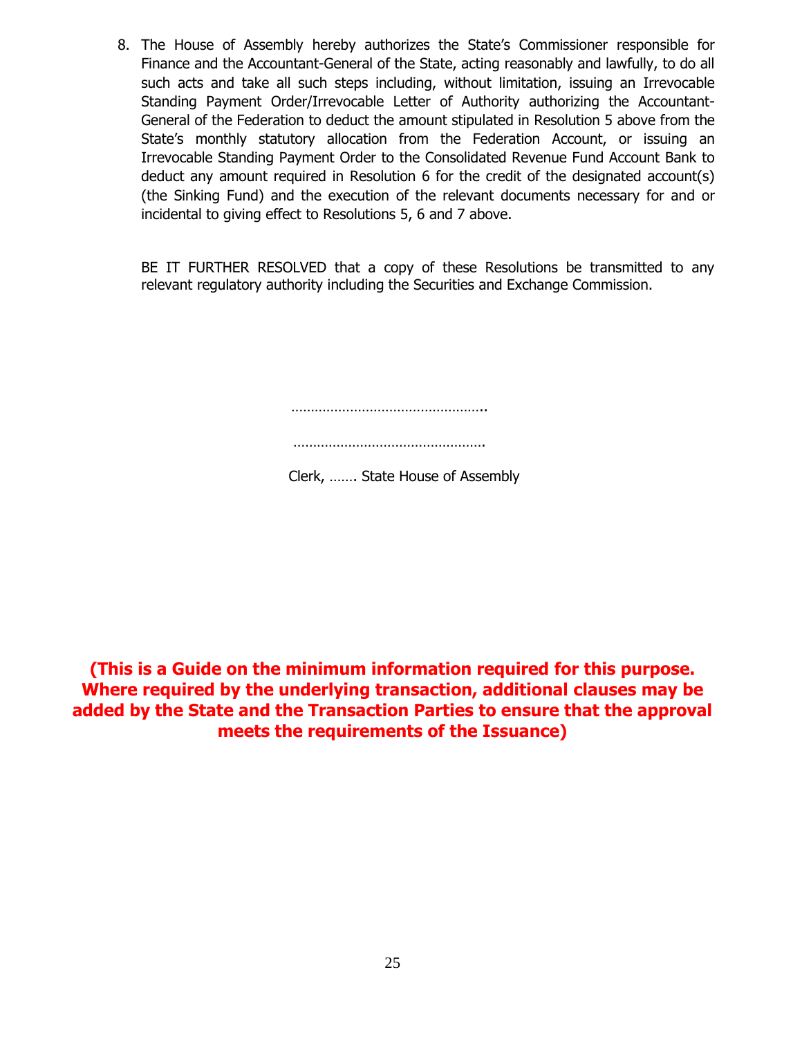8. The House of Assembly hereby authorizes the State's Commissioner responsible for Finance and the Accountant-General of the State, acting reasonably and lawfully, to do all such acts and take all such steps including, without limitation, issuing an Irrevocable Standing Payment Order/Irrevocable Letter of Authority authorizing the Accountant-General of the Federation to deduct the amount stipulated in Resolution 5 above from the State's monthly statutory allocation from the Federation Account, or issuing an Irrevocable Standing Payment Order to the Consolidated Revenue Fund Account Bank to deduct any amount required in Resolution 6 for the credit of the designated account(s) (the Sinking Fund) and the execution of the relevant documents necessary for and or incidental to giving effect to Resolutions 5, 6 and 7 above.

BE IT FURTHER RESOLVED that a copy of these Resolutions be transmitted to any relevant regulatory authority including the Securities and Exchange Commission.

…………………………………………..

………………………………………….

Clerk, ……. State House of Assembly

**(This is a Guide on the minimum information required for this purpose. Where required by the underlying transaction, additional clauses may be added by the State and the Transaction Parties to ensure that the approval meets the requirements of the Issuance)**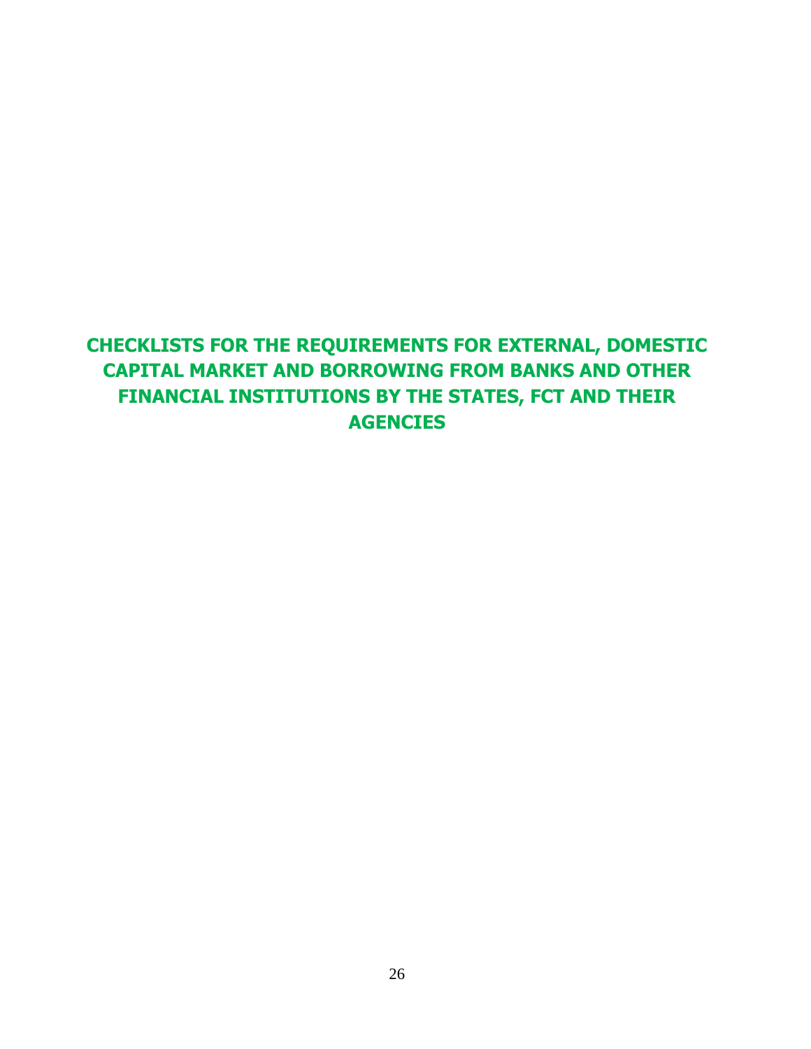# CHECKLISTS FOR THE REQUIREMENTS FOR EXTERNAL, DOMESTIC CAPITAL MARKET AND BORROWING FROM BANKS AND OTHER FINANCIAL INSTITUTIONS BY THE STATES, FCT AND THEIR AGENCIES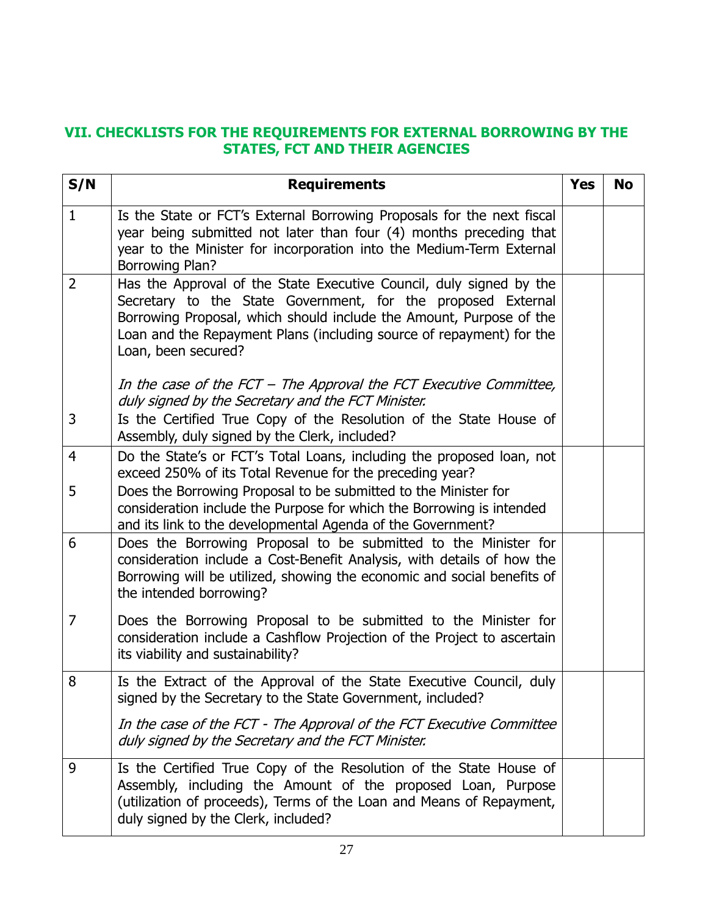## VII. CHECKLISTS FOR THE REQUIREMENTS FOR EXTERNAL BORROWING BY THE STATES, FCT AND THEIR AGENCIES

| S/N | Requirements | Yes | No |
|---|---|---|---|
| 1 | Is the State or FCT's External Borrowing Proposals for the next fiscal year being submitted not later than four (4) months preceding that year to the Minister for incorporation into the Medium-Term External Borrowing Plan? | | |
| 2 | Has the Approval of the State Executive Council, duly signed by the Secretary to the State Government, for the proposed External Borrowing Proposal, which should include the Amount, Purpose of the Loan and the Repayment Plans (including source of repayment) for the Loan, been secured?<br><br>*In the case of the FCT – The Approval the FCT Executive Committee, duly signed by the Secretary and the FCT Minister.* | | |
| 3 | Is the Certified True Copy of the Resolution of the State House of Assembly, duly signed by the Clerk, included? | | |
| 4 | Do the State's or FCT's Total Loans, including the proposed loan, not exceed 250% of its Total Revenue for the preceding year? | | |
| 5 | Does the Borrowing Proposal to be submitted to the Minister for consideration include the Purpose for which the Borrowing is intended and its link to the developmental Agenda of the Government? | | |
| 6 | Does the Borrowing Proposal to be submitted to the Minister for consideration include a Cost-Benefit Analysis, with details of how the Borrowing will be utilized, showing the economic and social benefits of the intended borrowing? | | |
| 7 | Does the Borrowing Proposal to be submitted to the Minister for consideration include a Cashflow Projection of the Project to ascertain its viability and sustainability? | | |
| 8 | Is the Extract of the Approval of the State Executive Council, duly signed by the Secretary to the State Government, included?<br><br>*In the case of the FCT - The Approval of the FCT Executive Committee duly signed by the Secretary and the FCT Minister.* | | |
| 9 | Is the Certified True Copy of the Resolution of the State House of Assembly, including the Amount of the proposed Loan, Purpose (utilization of proceeds), Terms of the Loan and Means of Repayment, duly signed by the Clerk, included? | | |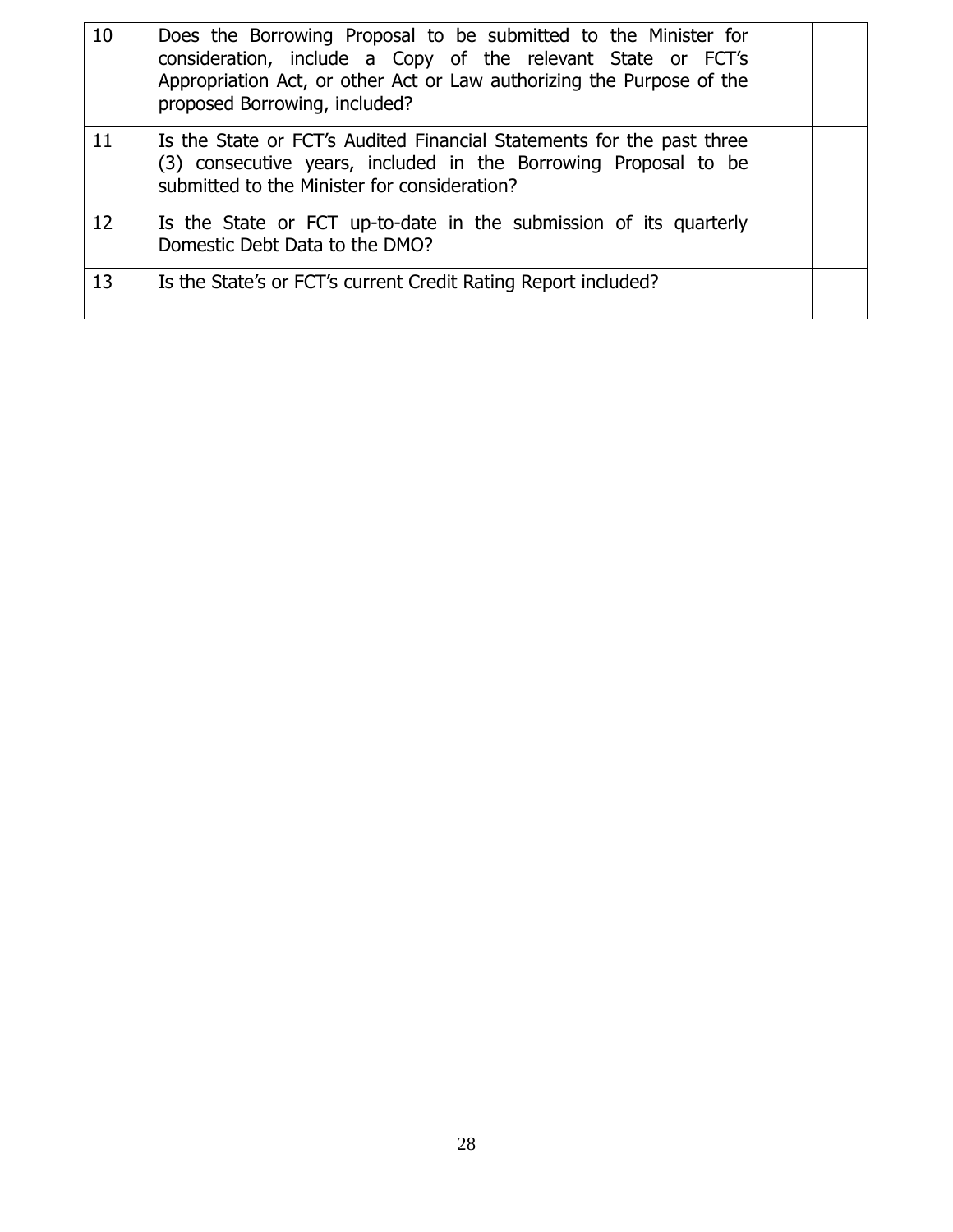| | | | |
|---|---|---|---|
| 10 | Does the Borrowing Proposal to be submitted to the Minister for consideration, include a Copy of the relevant State or FCT's Appropriation Act, or other Act or Law authorizing the Purpose of the proposed Borrowing, included? | | |
| 11 | Is the State or FCT's Audited Financial Statements for the past three (3) consecutive years, included in the Borrowing Proposal to be submitted to the Minister for consideration? | | |
| 12 | Is the State or FCT up-to-date in the submission of its quarterly Domestic Debt Data to the DMO? | | |
| 13 | Is the State's or FCT's current Credit Rating Report included? | | |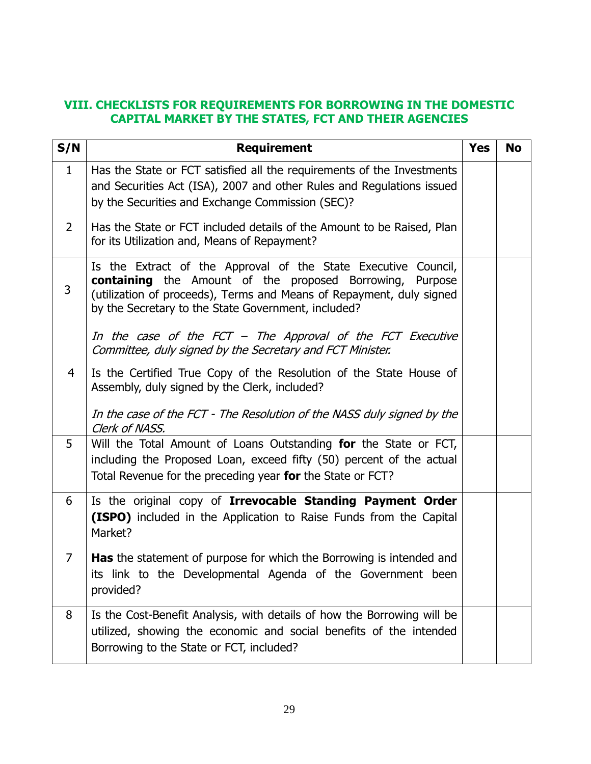## VIII. CHECKLISTS FOR REQUIREMENTS FOR BORROWING IN THE DOMESTIC CAPITAL MARKET BY THE STATES, FCT AND THEIR AGENCIES

| S/N | Requirement | Yes | No |
|---|---|---|---|
| 1 | Has the State or FCT satisfied all the requirements of the Investments and Securities Act (ISA), 2007 and other Rules and Regulations issued by the Securities and Exchange Commission (SEC)? | | |
| 2 | Has the State or FCT included details of the Amount to be Raised, Plan for its Utilization and, Means of Repayment? | | |
| 3 | Is the Extract of the Approval of the State Executive Council, **containing** the Amount of the proposed Borrowing, Purpose (utilization of proceeds), Terms and Means of Repayment, duly signed by the Secretary to the State Government, included?<br><br>*In the case of the FCT – The Approval of the FCT Executive Committee, duly signed by the Secretary and FCT Minister.* | | |
| 4 | Is the Certified True Copy of the Resolution of the State House of Assembly, duly signed by the Clerk, included?<br><br>*In the case of the FCT - The Resolution of the NASS duly signed by the Clerk of NASS.* | | |
| 5 | Will the Total Amount of Loans Outstanding **for** the State or FCT, including the Proposed Loan, exceed fifty (50) percent of the actual Total Revenue for the preceding year **for** the State or FCT? | | |
| 6 | Is the original copy of **Irrevocable Standing Payment Order (ISPO)** included in the Application to Raise Funds from the Capital Market? | | |
| 7 | **Has** the statement of purpose for which the Borrowing is intended and its link to the Developmental Agenda of the Government been provided? | | |
| 8 | Is the Cost-Benefit Analysis, with details of how the Borrowing will be utilized, showing the economic and social benefits of the intended Borrowing to the State or FCT, included? | | |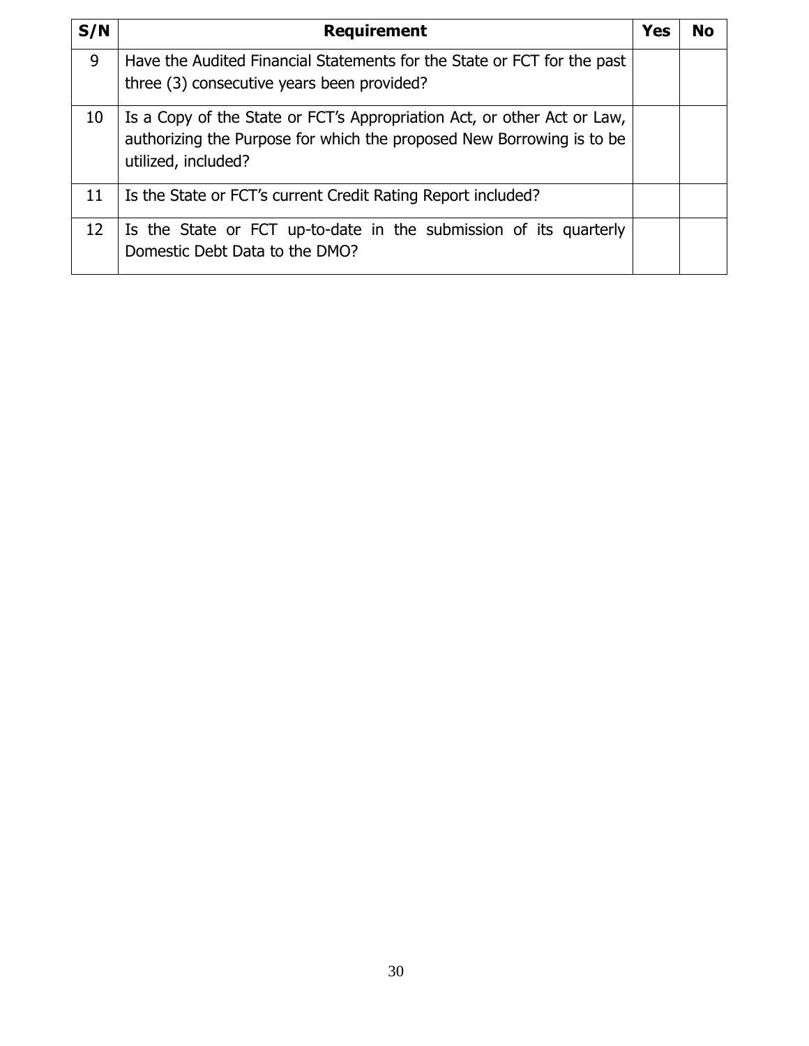| S/N | Requirement | Yes | No |
|---|---|---|---|
| 9 | Have the Audited Financial Statements for the State or FCT for the past three (3) consecutive years been provided? | | |
| 10 | Is a Copy of the State or FCT's Appropriation Act, or other Act or Law, authorizing the Purpose for which the proposed New Borrowing is to be utilized, included? | | |
| 11 | Is the State or FCT's current Credit Rating Report included? | | |
| 12 | Is the State or FCT up-to-date in the submission of its quarterly Domestic Debt Data to the DMO? | | |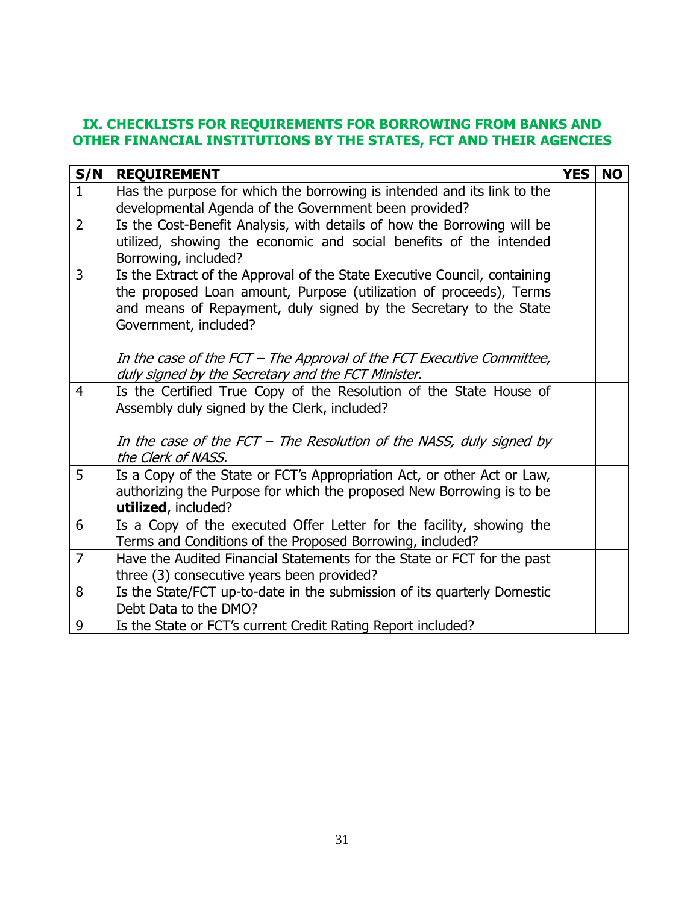## IX. CHECKLISTS FOR REQUIREMENTS FOR BORROWING FROM BANKS AND OTHER FINANCIAL INSTITUTIONS BY THE STATES, FCT AND THEIR AGENCIES

| S/N | REQUIREMENT | YES | NO |
|---|---|---|---|
| 1 | Has the purpose for which the borrowing is intended and its link to the developmental Agenda of the Government been provided? | | |
| 2 | Is the Cost-Benefit Analysis, with details of how the Borrowing will be utilized, showing the economic and social benefits of the intended Borrowing, included? | | |
| 3 | Is the Extract of the Approval of the State Executive Council, containing the proposed Loan amount, Purpose (utilization of proceeds), Terms and means of Repayment, duly signed by the Secretary to the State Government, included?<br><br>*In the case of the FCT – The Approval of the FCT Executive Committee, duly signed by the Secretary and the FCT Minister.* | | |
| 4 | Is the Certified True Copy of the Resolution of the State House of Assembly duly signed by the Clerk, included?<br><br>*In the case of the FCT – The Resolution of the NASS, duly signed by the Clerk of NASS.* | | |
| 5 | Is a Copy of the State or FCT's Appropriation Act, or other Act or Law, authorizing the Purpose for which the proposed New Borrowing is to be **utilized**, included? | | |
| 6 | Is a Copy of the executed Offer Letter for the facility, showing the Terms and Conditions of the Proposed Borrowing, included? | | |
| 7 | Have the Audited Financial Statements for the State or FCT for the past three (3) consecutive years been provided? | | |
| 8 | Is the State/FCT up-to-date in the submission of its quarterly Domestic Debt Data to the DMO? | | |
| 9 | Is the State or FCT's current Credit Rating Report included? | | |